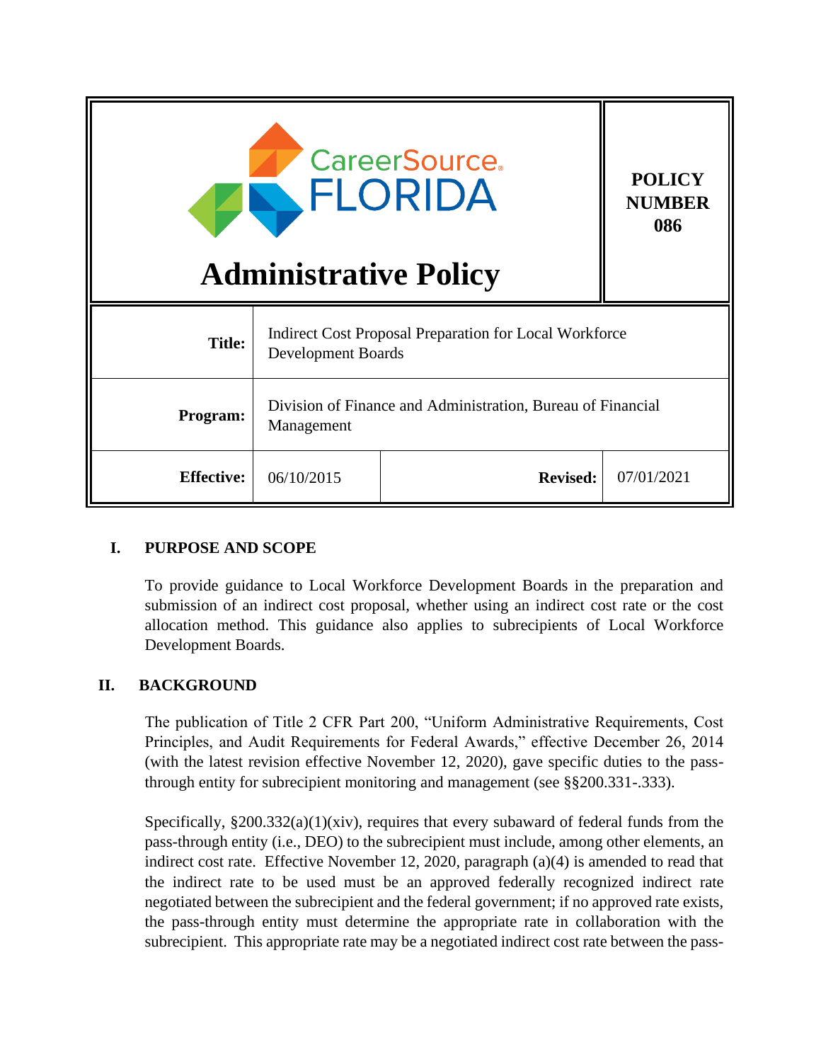| CareerSource FLORIDA Administrative Policy | | | POLICY NUMBER 086 |
|---|---|---|---|
| **Title:** | Indirect Cost Proposal Preparation for Local Workforce Development Boards | | |
| **Program:** | Division of Finance and Administration, Bureau of Financial Management | | |
| **Effective:** | 06/10/2015 | **Revised:** | 07/01/2021 |

## I. PURPOSE AND SCOPE

To provide guidance to Local Workforce Development Boards in the preparation and submission of an indirect cost proposal, whether using an indirect cost rate or the cost allocation method. This guidance also applies to subrecipients of Local Workforce Development Boards.

## II. BACKGROUND

The publication of Title 2 CFR Part 200, "Uniform Administrative Requirements, Cost Principles, and Audit Requirements for Federal Awards," effective December 26, 2014 (with the latest revision effective November 12, 2020), gave specific duties to the pass-through entity for subrecipient monitoring and management (see §§200.331-.333).

Specifically, §200.332(a)(1)(xiv), requires that every subaward of federal funds from the pass-through entity (i.e., DEO) to the subrecipient must include, among other elements, an indirect cost rate. Effective November 12, 2020, paragraph (a)(4) is amended to read that the indirect rate to be used must be an approved federally recognized indirect rate negotiated between the subrecipient and the federal government; if no approved rate exists, the pass-through entity must determine the appropriate rate in collaboration with the subrecipient. This appropriate rate may be a negotiated indirect cost rate between the pass-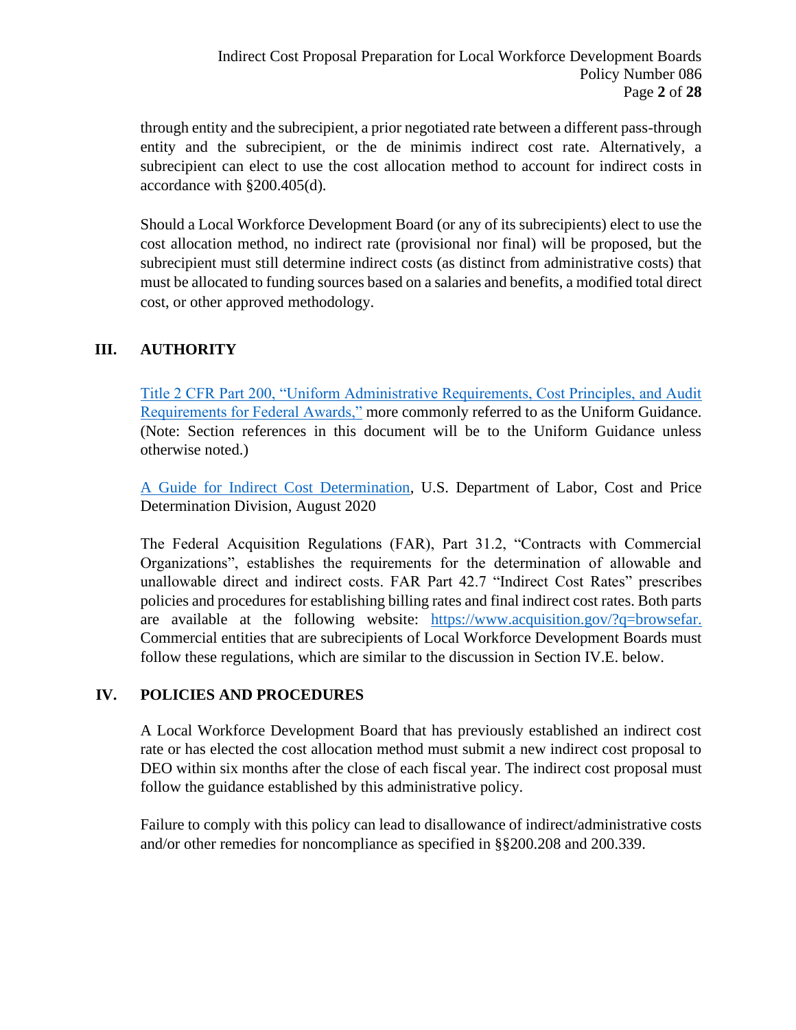through entity and the subrecipient, a prior negotiated rate between a different pass-through entity and the subrecipient, or the de minimis indirect cost rate. Alternatively, a subrecipient can elect to use the cost allocation method to account for indirect costs in accordance with §200.405(d).

Should a Local Workforce Development Board (or any of its subrecipients) elect to use the cost allocation method, no indirect rate (provisional nor final) will be proposed, but the subrecipient must still determine indirect costs (as distinct from administrative costs) that must be allocated to funding sources based on a salaries and benefits, a modified total direct cost, or other approved methodology.

## III. AUTHORITY

[Title 2 CFR Part 200, "Uniform Administrative Requirements, Cost Principles, and Audit Requirements for Federal Awards,"]() more commonly referred to as the Uniform Guidance. (Note: Section references in this document will be to the Uniform Guidance unless otherwise noted.)

[A Guide for Indirect Cost Determination](), U.S. Department of Labor, Cost and Price Determination Division, August 2020

The Federal Acquisition Regulations (FAR), Part 31.2, "Contracts with Commercial Organizations", establishes the requirements for the determination of allowable and unallowable direct and indirect costs. FAR Part 42.7 "Indirect Cost Rates" prescribes policies and procedures for establishing billing rates and final indirect cost rates. Both parts are available at the following website: [https://www.acquisition.gov/?q=browsefar.](https://www.acquisition.gov/?q=browsefar) Commercial entities that are subrecipients of Local Workforce Development Boards must follow these regulations, which are similar to the discussion in Section IV.E. below.

## IV. POLICIES AND PROCEDURES

A Local Workforce Development Board that has previously established an indirect cost rate or has elected the cost allocation method must submit a new indirect cost proposal to DEO within six months after the close of each fiscal year. The indirect cost proposal must follow the guidance established by this administrative policy.

Failure to comply with this policy can lead to disallowance of indirect/administrative costs and/or other remedies for noncompliance as specified in §§200.208 and 200.339.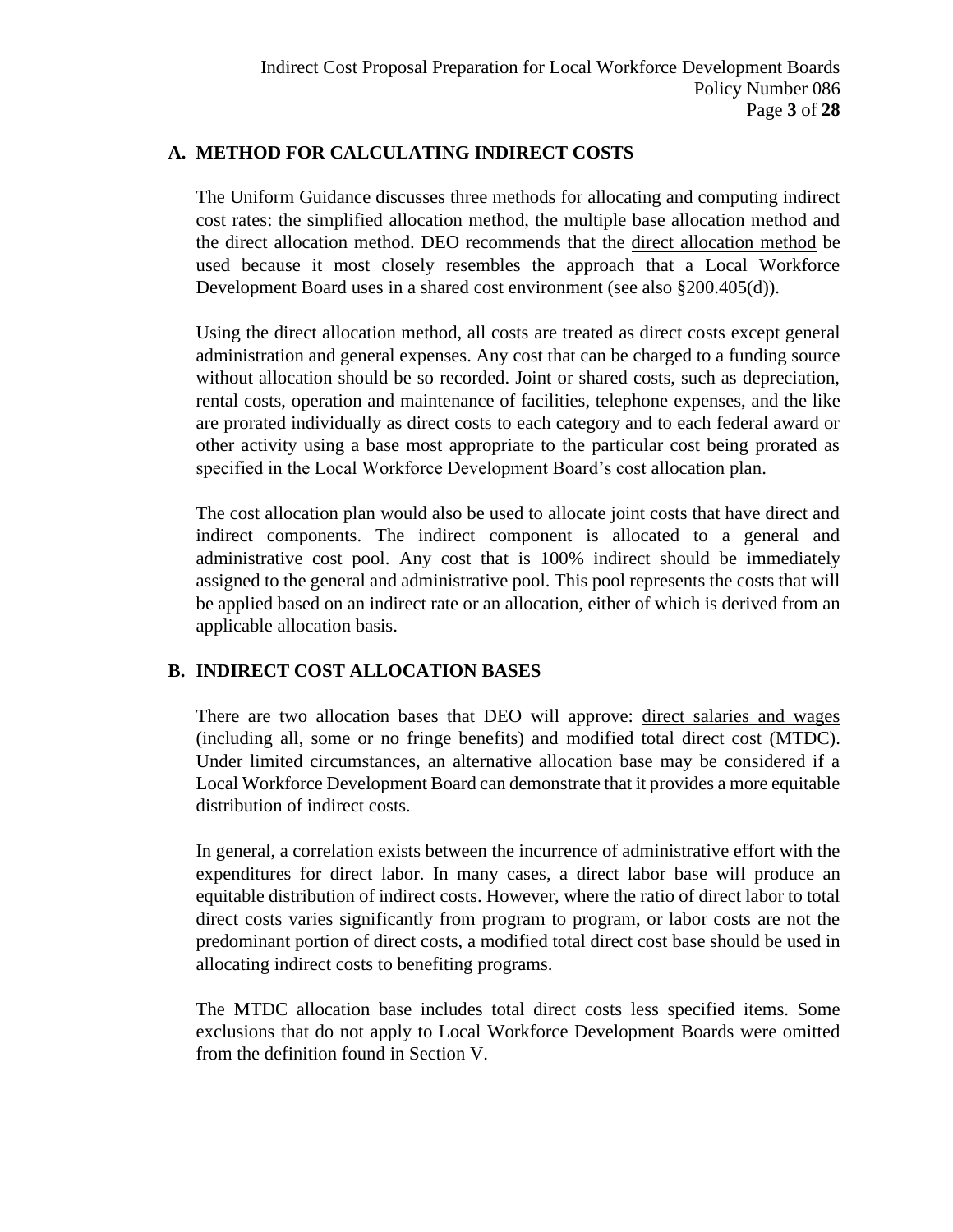## A. METHOD FOR CALCULATING INDIRECT COSTS

The Uniform Guidance discusses three methods for allocating and computing indirect cost rates: the simplified allocation method, the multiple base allocation method and the direct allocation method. DEO recommends that the direct allocation method be used because it most closely resembles the approach that a Local Workforce Development Board uses in a shared cost environment (see also §200.405(d)).

Using the direct allocation method, all costs are treated as direct costs except general administration and general expenses. Any cost that can be charged to a funding source without allocation should be so recorded. Joint or shared costs, such as depreciation, rental costs, operation and maintenance of facilities, telephone expenses, and the like are prorated individually as direct costs to each category and to each federal award or other activity using a base most appropriate to the particular cost being prorated as specified in the Local Workforce Development Board's cost allocation plan.

The cost allocation plan would also be used to allocate joint costs that have direct and indirect components. The indirect component is allocated to a general and administrative cost pool. Any cost that is 100% indirect should be immediately assigned to the general and administrative pool. This pool represents the costs that will be applied based on an indirect rate or an allocation, either of which is derived from an applicable allocation basis.

## B. INDIRECT COST ALLOCATION BASES

There are two allocation bases that DEO will approve: direct salaries and wages (including all, some or no fringe benefits) and modified total direct cost (MTDC). Under limited circumstances, an alternative allocation base may be considered if a Local Workforce Development Board can demonstrate that it provides a more equitable distribution of indirect costs.

In general, a correlation exists between the incurrence of administrative effort with the expenditures for direct labor. In many cases, a direct labor base will produce an equitable distribution of indirect costs. However, where the ratio of direct labor to total direct costs varies significantly from program to program, or labor costs are not the predominant portion of direct costs, a modified total direct cost base should be used in allocating indirect costs to benefiting programs.

The MTDC allocation base includes total direct costs less specified items. Some exclusions that do not apply to Local Workforce Development Boards were omitted from the definition found in Section V.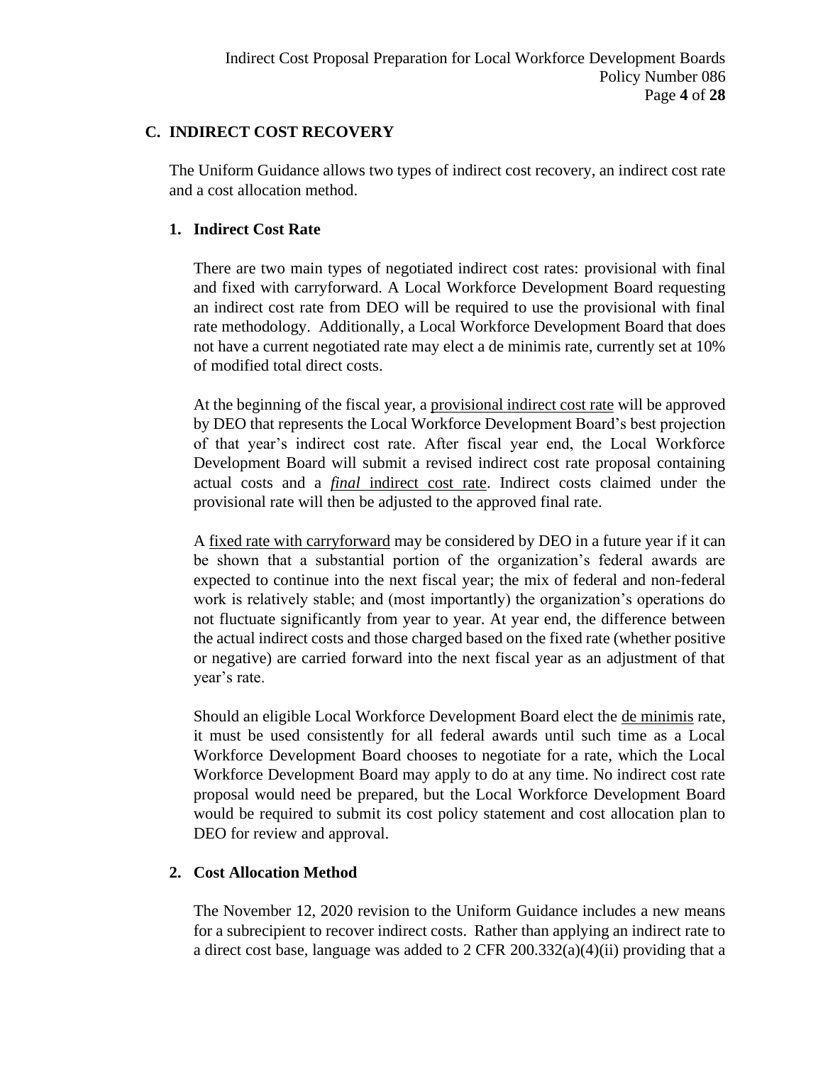## C. INDIRECT COST RECOVERY

The Uniform Guidance allows two types of indirect cost recovery, an indirect cost rate and a cost allocation method.

### 1. Indirect Cost Rate

There are two main types of negotiated indirect cost rates: provisional with final and fixed with carryforward. A Local Workforce Development Board requesting an indirect cost rate from DEO will be required to use the provisional with final rate methodology. Additionally, a Local Workforce Development Board that does not have a current negotiated rate may elect a de minimis rate, currently set at 10% of modified total direct costs.

At the beginning of the fiscal year, a provisional indirect cost rate will be approved by DEO that represents the Local Workforce Development Board's best projection of that year's indirect cost rate. After fiscal year end, the Local Workforce Development Board will submit a revised indirect cost rate proposal containing actual costs and a *final* indirect cost rate. Indirect costs claimed under the provisional rate will then be adjusted to the approved final rate.

A fixed rate with carryforward may be considered by DEO in a future year if it can be shown that a substantial portion of the organization's federal awards are expected to continue into the next fiscal year; the mix of federal and non-federal work is relatively stable; and (most importantly) the organization's operations do not fluctuate significantly from year to year. At year end, the difference between the actual indirect costs and those charged based on the fixed rate (whether positive or negative) are carried forward into the next fiscal year as an adjustment of that year's rate.

Should an eligible Local Workforce Development Board elect the de minimis rate, it must be used consistently for all federal awards until such time as a Local Workforce Development Board chooses to negotiate for a rate, which the Local Workforce Development Board may apply to do at any time. No indirect cost rate proposal would need be prepared, but the Local Workforce Development Board would be required to submit its cost policy statement and cost allocation plan to DEO for review and approval.

### 2. Cost Allocation Method

The November 12, 2020 revision to the Uniform Guidance includes a new means for a subrecipient to recover indirect costs. Rather than applying an indirect rate to a direct cost base, language was added to 2 CFR 200.332(a)(4)(ii) providing that a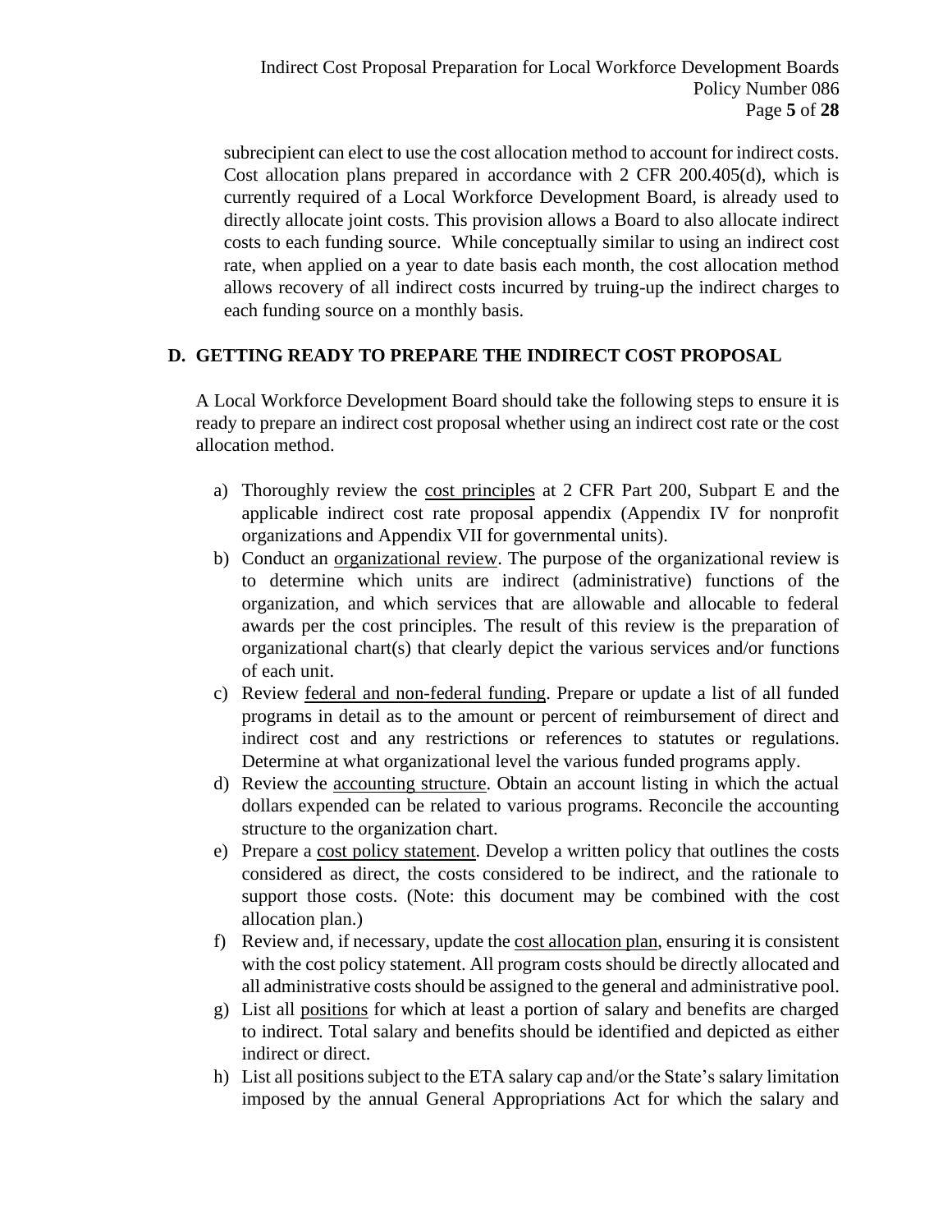subrecipient can elect to use the cost allocation method to account for indirect costs. Cost allocation plans prepared in accordance with 2 CFR 200.405(d), which is currently required of a Local Workforce Development Board, is already used to directly allocate joint costs. This provision allows a Board to also allocate indirect costs to each funding source. While conceptually similar to using an indirect cost rate, when applied on a year to date basis each month, the cost allocation method allows recovery of all indirect costs incurred by truing-up the indirect charges to each funding source on a monthly basis.

## D. GETTING READY TO PREPARE THE INDIRECT COST PROPOSAL

A Local Workforce Development Board should take the following steps to ensure it is ready to prepare an indirect cost proposal whether using an indirect cost rate or the cost allocation method.

a) Thoroughly review the cost principles at 2 CFR Part 200, Subpart E and the applicable indirect cost rate proposal appendix (Appendix IV for nonprofit organizations and Appendix VII for governmental units).
b) Conduct an organizational review. The purpose of the organizational review is to determine which units are indirect (administrative) functions of the organization, and which services that are allowable and allocable to federal awards per the cost principles. The result of this review is the preparation of organizational chart(s) that clearly depict the various services and/or functions of each unit.
c) Review federal and non-federal funding. Prepare or update a list of all funded programs in detail as to the amount or percent of reimbursement of direct and indirect cost and any restrictions or references to statutes or regulations. Determine at what organizational level the various funded programs apply.
d) Review the accounting structure. Obtain an account listing in which the actual dollars expended can be related to various programs. Reconcile the accounting structure to the organization chart.
e) Prepare a cost policy statement. Develop a written policy that outlines the costs considered as direct, the costs considered to be indirect, and the rationale to support those costs. (Note: this document may be combined with the cost allocation plan.)
f) Review and, if necessary, update the cost allocation plan, ensuring it is consistent with the cost policy statement. All program costs should be directly allocated and all administrative costs should be assigned to the general and administrative pool.
g) List all positions for which at least a portion of salary and benefits are charged to indirect. Total salary and benefits should be identified and depicted as either indirect or direct.
h) List all positions subject to the ETA salary cap and/or the State's salary limitation imposed by the annual General Appropriations Act for which the salary and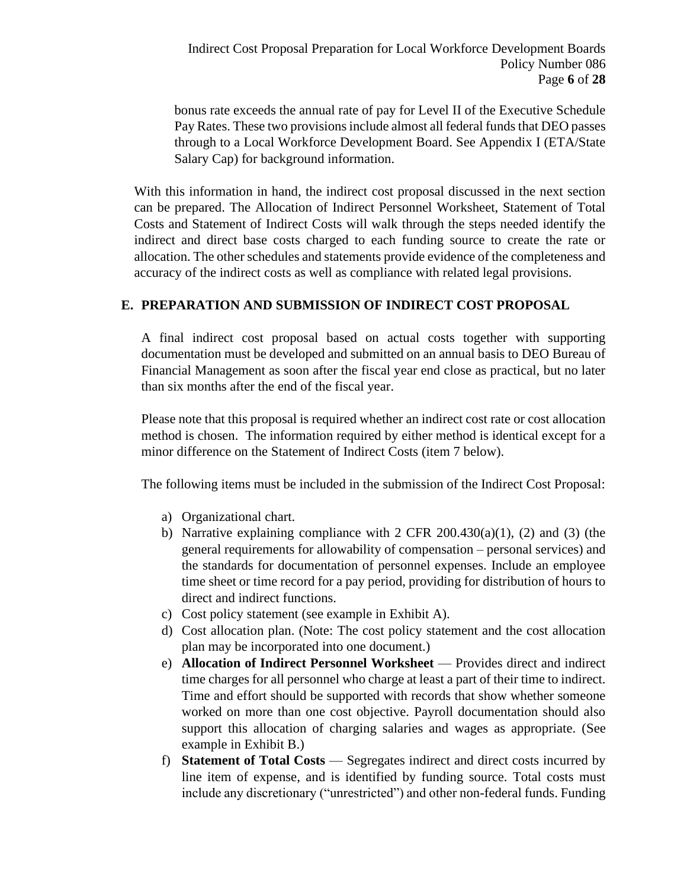bonus rate exceeds the annual rate of pay for Level II of the Executive Schedule Pay Rates. These two provisions include almost all federal funds that DEO passes through to a Local Workforce Development Board. See Appendix I (ETA/State Salary Cap) for background information.

With this information in hand, the indirect cost proposal discussed in the next section can be prepared. The Allocation of Indirect Personnel Worksheet, Statement of Total Costs and Statement of Indirect Costs will walk through the steps needed identify the indirect and direct base costs charged to each funding source to create the rate or allocation. The other schedules and statements provide evidence of the completeness and accuracy of the indirect costs as well as compliance with related legal provisions.

## E. PREPARATION AND SUBMISSION OF INDIRECT COST PROPOSAL

A final indirect cost proposal based on actual costs together with supporting documentation must be developed and submitted on an annual basis to DEO Bureau of Financial Management as soon after the fiscal year end close as practical, but no later than six months after the end of the fiscal year.

Please note that this proposal is required whether an indirect cost rate or cost allocation method is chosen. The information required by either method is identical except for a minor difference on the Statement of Indirect Costs (item 7 below).

The following items must be included in the submission of the Indirect Cost Proposal:

a) Organizational chart.
b) Narrative explaining compliance with 2 CFR 200.430(a)(1), (2) and (3) (the general requirements for allowability of compensation – personal services) and the standards for documentation of personnel expenses. Include an employee time sheet or time record for a pay period, providing for distribution of hours to direct and indirect functions.
c) Cost policy statement (see example in Exhibit A).
d) Cost allocation plan. (Note: The cost policy statement and the cost allocation plan may be incorporated into one document.)
e) **Allocation of Indirect Personnel Worksheet** — Provides direct and indirect time charges for all personnel who charge at least a part of their time to indirect. Time and effort should be supported with records that show whether someone worked on more than one cost objective. Payroll documentation should also support this allocation of charging salaries and wages as appropriate. (See example in Exhibit B.)
f) **Statement of Total Costs** — Segregates indirect and direct costs incurred by line item of expense, and is identified by funding source. Total costs must include any discretionary ("unrestricted") and other non-federal funds. Funding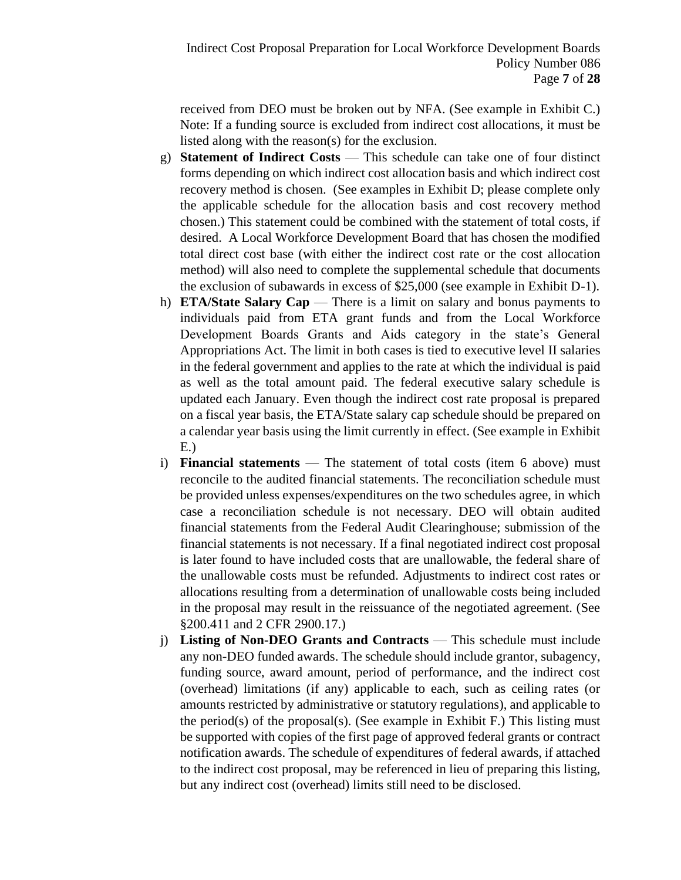received from DEO must be broken out by NFA. (See example in Exhibit C.) Note: If a funding source is excluded from indirect cost allocations, it must be listed along with the reason(s) for the exclusion.

g) **Statement of Indirect Costs** — This schedule can take one of four distinct forms depending on which indirect cost allocation basis and which indirect cost recovery method is chosen. (See examples in Exhibit D; please complete only the applicable schedule for the allocation basis and cost recovery method chosen.) This statement could be combined with the statement of total costs, if desired. A Local Workforce Development Board that has chosen the modified total direct cost base (with either the indirect cost rate or the cost allocation method) will also need to complete the supplemental schedule that documents the exclusion of subawards in excess of $25,000 (see example in Exhibit D-1).

h) **ETA/State Salary Cap** — There is a limit on salary and bonus payments to individuals paid from ETA grant funds and from the Local Workforce Development Boards Grants and Aids category in the state's General Appropriations Act. The limit in both cases is tied to executive level II salaries in the federal government and applies to the rate at which the individual is paid as well as the total amount paid. The federal executive salary schedule is updated each January. Even though the indirect cost rate proposal is prepared on a fiscal year basis, the ETA/State salary cap schedule should be prepared on a calendar year basis using the limit currently in effect. (See example in Exhibit E.)

i) **Financial statements** — The statement of total costs (item 6 above) must reconcile to the audited financial statements. The reconciliation schedule must be provided unless expenses/expenditures on the two schedules agree, in which case a reconciliation schedule is not necessary. DEO will obtain audited financial statements from the Federal Audit Clearinghouse; submission of the financial statements is not necessary. If a final negotiated indirect cost proposal is later found to have included costs that are unallowable, the federal share of the unallowable costs must be refunded. Adjustments to indirect cost rates or allocations resulting from a determination of unallowable costs being included in the proposal may result in the reissuance of the negotiated agreement. (See §200.411 and 2 CFR 2900.17.)

j) **Listing of Non-DEO Grants and Contracts** — This schedule must include any non-DEO funded awards. The schedule should include grantor, subagency, funding source, award amount, period of performance, and the indirect cost (overhead) limitations (if any) applicable to each, such as ceiling rates (or amounts restricted by administrative or statutory regulations), and applicable to the period(s) of the proposal(s). (See example in Exhibit F.) This listing must be supported with copies of the first page of approved federal grants or contract notification awards. The schedule of expenditures of federal awards, if attached to the indirect cost proposal, may be referenced in lieu of preparing this listing, but any indirect cost (overhead) limits still need to be disclosed.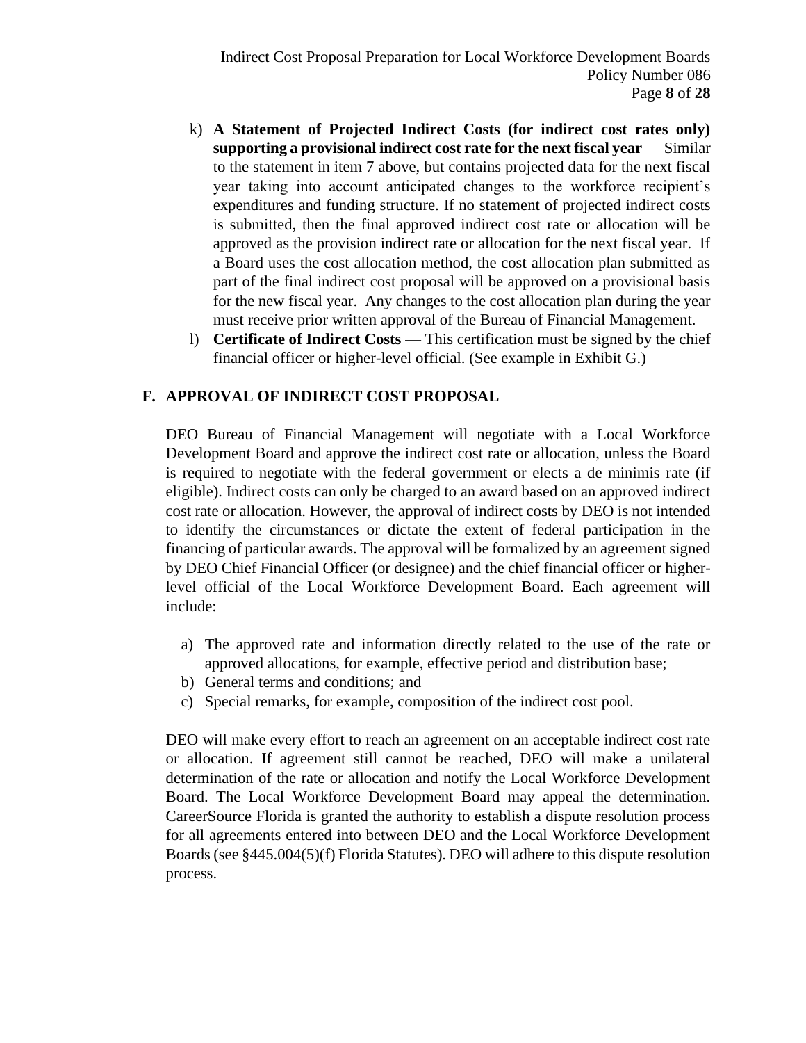k) **A Statement of Projected Indirect Costs (for indirect cost rates only) supporting a provisional indirect cost rate for the next fiscal year** — Similar to the statement in item 7 above, but contains projected data for the next fiscal year taking into account anticipated changes to the workforce recipient's expenditures and funding structure. If no statement of projected indirect costs is submitted, then the final approved indirect cost rate or allocation will be approved as the provision indirect rate or allocation for the next fiscal year. If a Board uses the cost allocation method, the cost allocation plan submitted as part of the final indirect cost proposal will be approved on a provisional basis for the new fiscal year. Any changes to the cost allocation plan during the year must receive prior written approval of the Bureau of Financial Management.

l) **Certificate of Indirect Costs** — This certification must be signed by the chief financial officer or higher-level official. (See example in Exhibit G.)

## F. APPROVAL OF INDIRECT COST PROPOSAL

DEO Bureau of Financial Management will negotiate with a Local Workforce Development Board and approve the indirect cost rate or allocation, unless the Board is required to negotiate with the federal government or elects a de minimis rate (if eligible). Indirect costs can only be charged to an award based on an approved indirect cost rate or allocation. However, the approval of indirect costs by DEO is not intended to identify the circumstances or dictate the extent of federal participation in the financing of particular awards. The approval will be formalized by an agreement signed by DEO Chief Financial Officer (or designee) and the chief financial officer or higher-level official of the Local Workforce Development Board. Each agreement will include:

a) The approved rate and information directly related to the use of the rate or approved allocations, for example, effective period and distribution base;
b) General terms and conditions; and
c) Special remarks, for example, composition of the indirect cost pool.

DEO will make every effort to reach an agreement on an acceptable indirect cost rate or allocation. If agreement still cannot be reached, DEO will make a unilateral determination of the rate or allocation and notify the Local Workforce Development Board. The Local Workforce Development Board may appeal the determination. CareerSource Florida is granted the authority to establish a dispute resolution process for all agreements entered into between DEO and the Local Workforce Development Boards (see §445.004(5)(f) Florida Statutes). DEO will adhere to this dispute resolution process.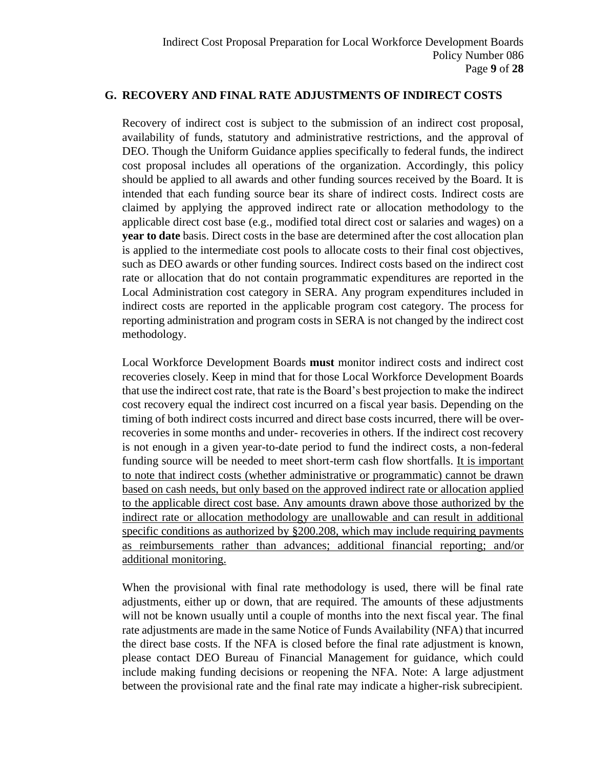## G. RECOVERY AND FINAL RATE ADJUSTMENTS OF INDIRECT COSTS

Recovery of indirect cost is subject to the submission of an indirect cost proposal, availability of funds, statutory and administrative restrictions, and the approval of DEO. Though the Uniform Guidance applies specifically to federal funds, the indirect cost proposal includes all operations of the organization. Accordingly, this policy should be applied to all awards and other funding sources received by the Board. It is intended that each funding source bear its share of indirect costs. Indirect costs are claimed by applying the approved indirect rate or allocation methodology to the applicable direct cost base (e.g., modified total direct cost or salaries and wages) on a **year to date** basis. Direct costs in the base are determined after the cost allocation plan is applied to the intermediate cost pools to allocate costs to their final cost objectives, such as DEO awards or other funding sources. Indirect costs based on the indirect cost rate or allocation that do not contain programmatic expenditures are reported in the Local Administration cost category in SERA. Any program expenditures included in indirect costs are reported in the applicable program cost category. The process for reporting administration and program costs in SERA is not changed by the indirect cost methodology.

Local Workforce Development Boards **must** monitor indirect costs and indirect cost recoveries closely. Keep in mind that for those Local Workforce Development Boards that use the indirect cost rate, that rate is the Board's best projection to make the indirect cost recovery equal the indirect cost incurred on a fiscal year basis. Depending on the timing of both indirect costs incurred and direct base costs incurred, there will be over-recoveries in some months and under- recoveries in others. If the indirect cost recovery is not enough in a given year-to-date period to fund the indirect costs, a non-federal funding source will be needed to meet short-term cash flow shortfalls. <u>It is important to note that indirect costs (whether administrative or programmatic) cannot be drawn based on cash needs, but only based on the approved indirect rate or allocation applied to the applicable direct cost base. Any amounts drawn above those authorized by the indirect rate or allocation methodology are unallowable and can result in additional specific conditions as authorized by §200.208, which may include requiring payments as reimbursements rather than advances; additional financial reporting; and/or additional monitoring.</u>

When the provisional with final rate methodology is used, there will be final rate adjustments, either up or down, that are required. The amounts of these adjustments will not be known usually until a couple of months into the next fiscal year. The final rate adjustments are made in the same Notice of Funds Availability (NFA) that incurred the direct base costs. If the NFA is closed before the final rate adjustment is known, please contact DEO Bureau of Financial Management for guidance, which could include making funding decisions or reopening the NFA. Note: A large adjustment between the provisional rate and the final rate may indicate a higher-risk subrecipient.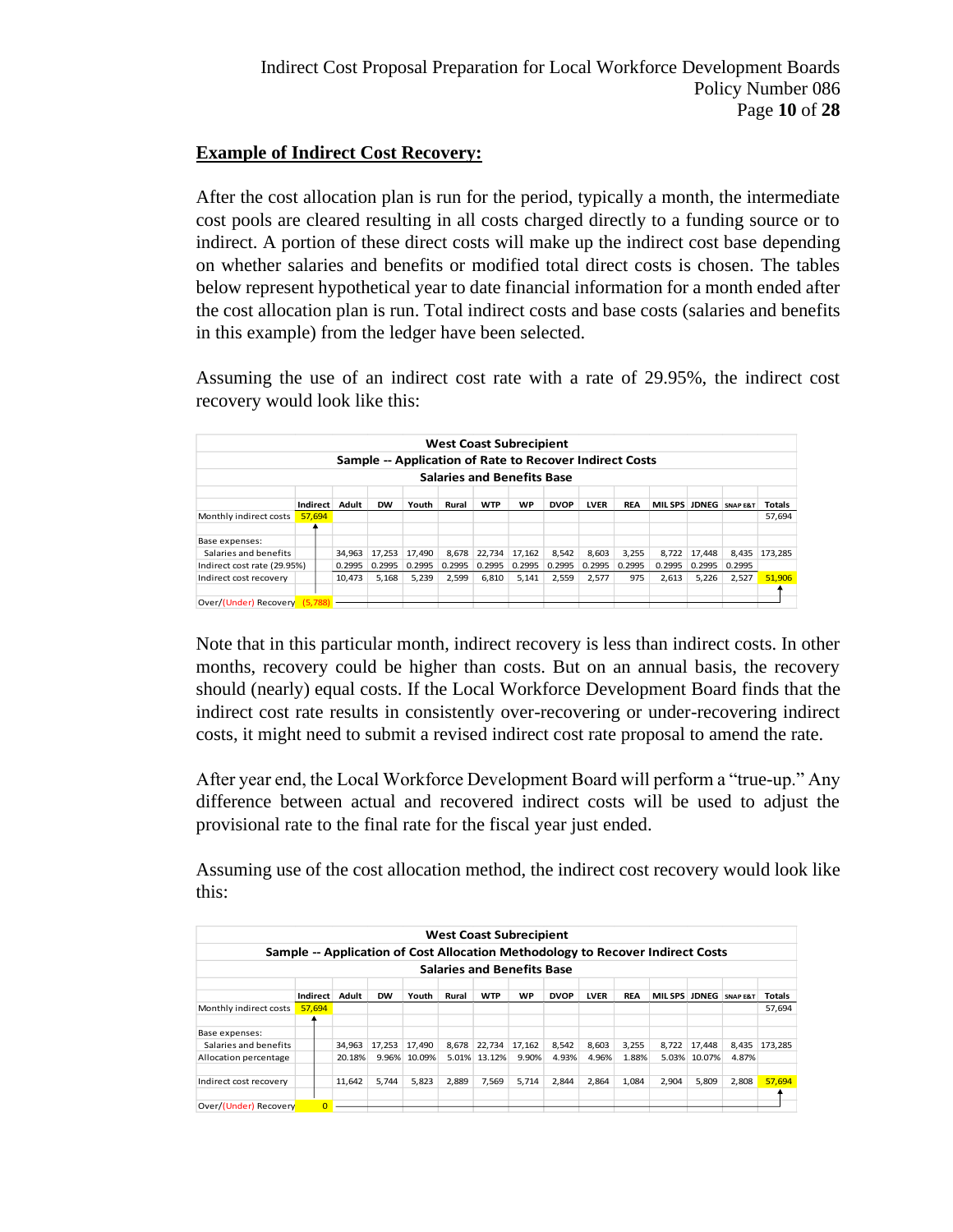## Example of Indirect Cost Recovery:

After the cost allocation plan is run for the period, typically a month, the intermediate cost pools are cleared resulting in all costs charged directly to a funding source or to indirect. A portion of these direct costs will make up the indirect cost base depending on whether salaries and benefits or modified total direct costs is chosen. The tables below represent hypothetical year to date financial information for a month ended after the cost allocation plan is run. Total indirect costs and base costs (salaries and benefits in this example) from the ledger have been selected.

Assuming the use of an indirect cost rate with a rate of 29.95%, the indirect cost recovery would look like this:

**West Coast Subrecipient**
**Sample -- Application of Rate to Recover Indirect Costs**
**Salaries and Benefits Base**

| | Indirect | Adult | DW | Youth | Rural | WTP | WP | DVOP | LVER | REA | MIL SPS | JDNEG | SNAP E&T | Totals |
|---|---|---|---|---|---|---|---|---|---|---|---|---|---|---|
| Monthly indirect costs | 57,694 | | | | | | | | | | | | | 57,694 |
| Base expenses: | | | | | | | | | | | | | | |
| Salaries and benefits | | 34,963 | 17,253 | 17,490 | 8,678 | 22,734 | 17,162 | 8,542 | 8,603 | 3,255 | 8,722 | 17,448 | 8,435 | 173,285 |
| Indirect cost rate (29.95%) | | 0.2995 | 0.2995 | 0.2995 | 0.2995 | 0.2995 | 0.2995 | 0.2995 | 0.2995 | 0.2995 | 0.2995 | 0.2995 | 0.2995 | |
| Indirect cost recovery | | 10,473 | 5,168 | 5,239 | 2,599 | 6,810 | 5,141 | 2,559 | 2,577 | 975 | 2,613 | 5,226 | 2,527 | 51,906 |
| Over/(Under) Recovery | (5,788) | | | | | | | | | | | | | |

Note that in this particular month, indirect recovery is less than indirect costs. In other months, recovery could be higher than costs. But on an annual basis, the recovery should (nearly) equal costs. If the Local Workforce Development Board finds that the indirect cost rate results in consistently over-recovering or under-recovering indirect costs, it might need to submit a revised indirect cost rate proposal to amend the rate.

After year end, the Local Workforce Development Board will perform a "true-up." Any difference between actual and recovered indirect costs will be used to adjust the provisional rate to the final rate for the fiscal year just ended.

Assuming use of the cost allocation method, the indirect cost recovery would look like this:

**West Coast Subrecipient**
**Sample -- Application of Cost Allocation Methodology to Recover Indirect Costs**
**Salaries and Benefits Base**

| | Indirect | Adult | DW | Youth | Rural | WTP | WP | DVOP | LVER | REA | MIL SPS | JDNEG | SNAP E&T | Totals |
|---|---|---|---|---|---|---|---|---|---|---|---|---|---|---|
| Monthly indirect costs | 57,694 | | | | | | | | | | | | | 57,694 |
| Base expenses: | | | | | | | | | | | | | | |
| Salaries and benefits | | 34,963 | 17,253 | 17,490 | 8,678 | 22,734 | 17,162 | 8,542 | 8,603 | 3,255 | 8,722 | 17,448 | 8,435 | 173,285 |
| Allocation percentage | | 20.18% | 9.96% | 10.09% | 5.01% | 13.12% | 9.90% | 4.93% | 4.96% | 1.88% | 5.03% | 10.07% | 4.87% | |
| Indirect cost recovery | | 11,642 | 5,744 | 5,823 | 2,889 | 7,569 | 5,714 | 2,844 | 2,864 | 1,084 | 2,904 | 5,809 | 2,808 | 57,694 |
| Over/(Under) Recovery | 0 | | | | | | | | | | | | | |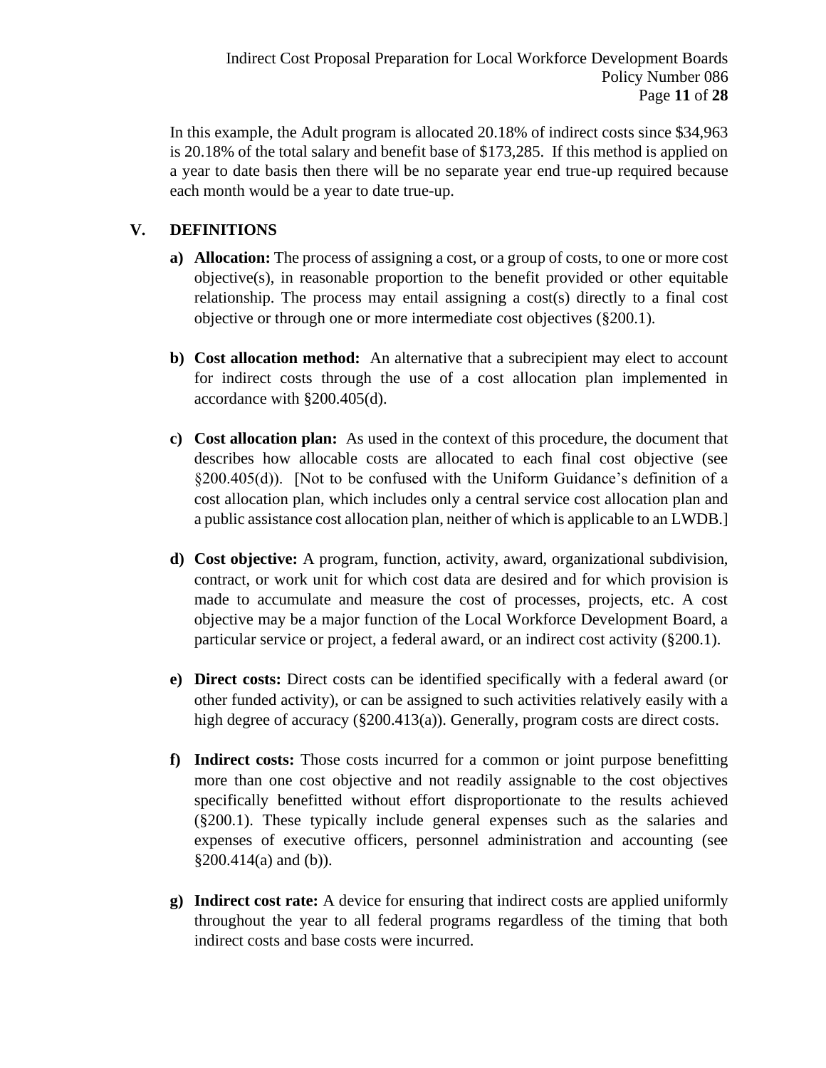In this example, the Adult program is allocated 20.18% of indirect costs since $34,963 is 20.18% of the total salary and benefit base of $173,285. If this method is applied on a year to date basis then there will be no separate year end true-up required because each month would be a year to date true-up.

## V. DEFINITIONS

a) **Allocation:** The process of assigning a cost, or a group of costs, to one or more cost objective(s), in reasonable proportion to the benefit provided or other equitable relationship. The process may entail assigning a cost(s) directly to a final cost objective or through one or more intermediate cost objectives (§200.1).

b) **Cost allocation method:** An alternative that a subrecipient may elect to account for indirect costs through the use of a cost allocation plan implemented in accordance with §200.405(d).

c) **Cost allocation plan:** As used in the context of this procedure, the document that describes how allocable costs are allocated to each final cost objective (see §200.405(d)). [Not to be confused with the Uniform Guidance's definition of a cost allocation plan, which includes only a central service cost allocation plan and a public assistance cost allocation plan, neither of which is applicable to an LWDB.]

d) **Cost objective:** A program, function, activity, award, organizational subdivision, contract, or work unit for which cost data are desired and for which provision is made to accumulate and measure the cost of processes, projects, etc. A cost objective may be a major function of the Local Workforce Development Board, a particular service or project, a federal award, or an indirect cost activity (§200.1).

e) **Direct costs:** Direct costs can be identified specifically with a federal award (or other funded activity), or can be assigned to such activities relatively easily with a high degree of accuracy (§200.413(a)). Generally, program costs are direct costs.

f) **Indirect costs:** Those costs incurred for a common or joint purpose benefitting more than one cost objective and not readily assignable to the cost objectives specifically benefitted without effort disproportionate to the results achieved (§200.1). These typically include general expenses such as the salaries and expenses of executive officers, personnel administration and accounting (see §200.414(a) and (b)).

g) **Indirect cost rate:** A device for ensuring that indirect costs are applied uniformly throughout the year to all federal programs regardless of the timing that both indirect costs and base costs were incurred.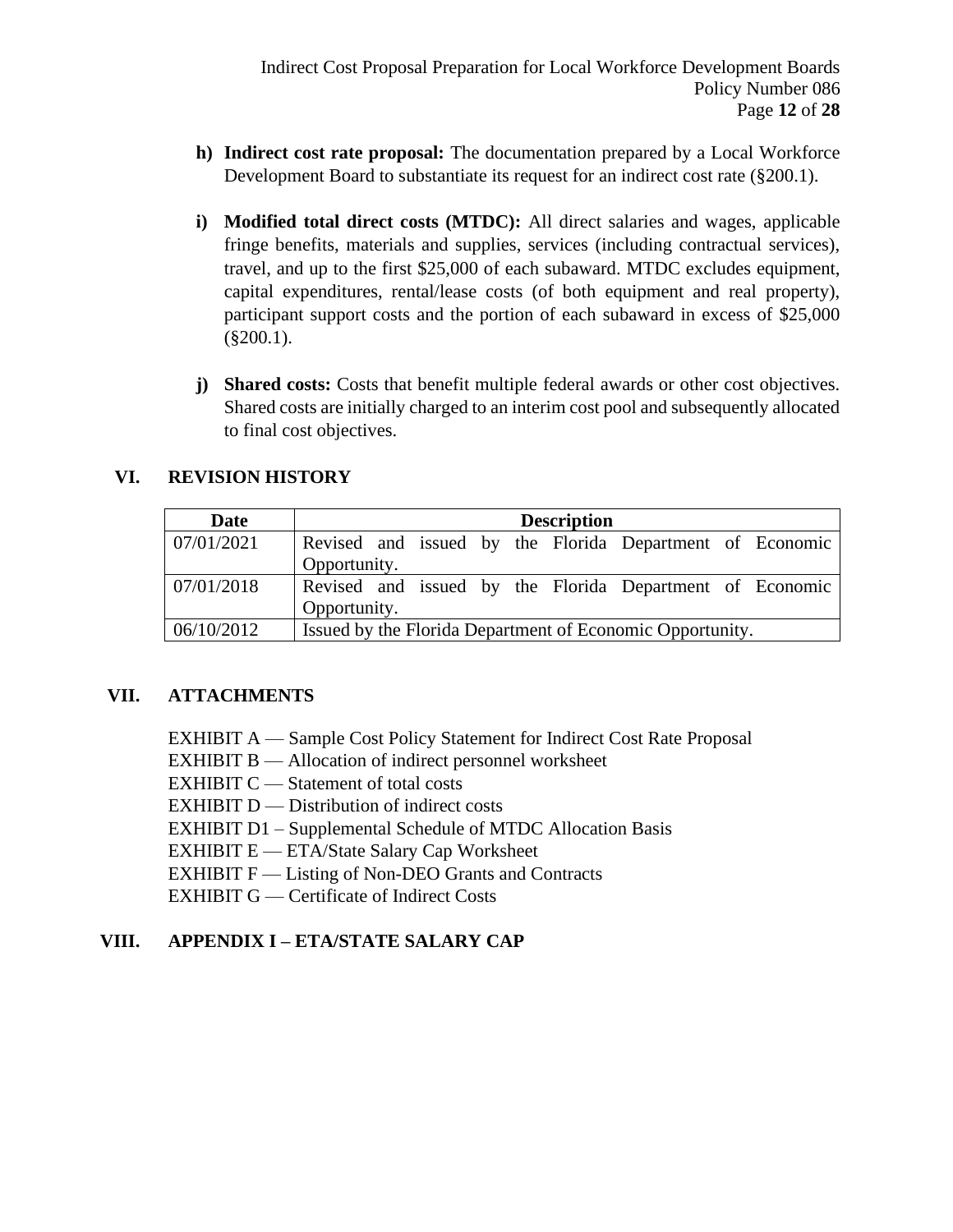h) **Indirect cost rate proposal:** The documentation prepared by a Local Workforce Development Board to substantiate its request for an indirect cost rate (§200.1).

i) **Modified total direct costs (MTDC):** All direct salaries and wages, applicable fringe benefits, materials and supplies, services (including contractual services), travel, and up to the first $25,000 of each subaward. MTDC excludes equipment, capital expenditures, rental/lease costs (of both equipment and real property), participant support costs and the portion of each subaward in excess of $25,000 (§200.1).

j) **Shared costs:** Costs that benefit multiple federal awards or other cost objectives. Shared costs are initially charged to an interim cost pool and subsequently allocated to final cost objectives.

## VI. REVISION HISTORY

| Date | Description |
|---|---|
| 07/01/2021 | Revised and issued by the Florida Department of Economic Opportunity. |
| 07/01/2018 | Revised and issued by the Florida Department of Economic Opportunity. |
| 06/10/2012 | Issued by the Florida Department of Economic Opportunity. |

## VII. ATTACHMENTS

EXHIBIT A — Sample Cost Policy Statement for Indirect Cost Rate Proposal
EXHIBIT B — Allocation of indirect personnel worksheet
EXHIBIT C — Statement of total costs
EXHIBIT D — Distribution of indirect costs
EXHIBIT D1 – Supplemental Schedule of MTDC Allocation Basis
EXHIBIT E — ETA/State Salary Cap Worksheet
EXHIBIT F — Listing of Non-DEO Grants and Contracts
EXHIBIT G — Certificate of Indirect Costs

## VIII. APPENDIX I – ETA/STATE SALARY CAP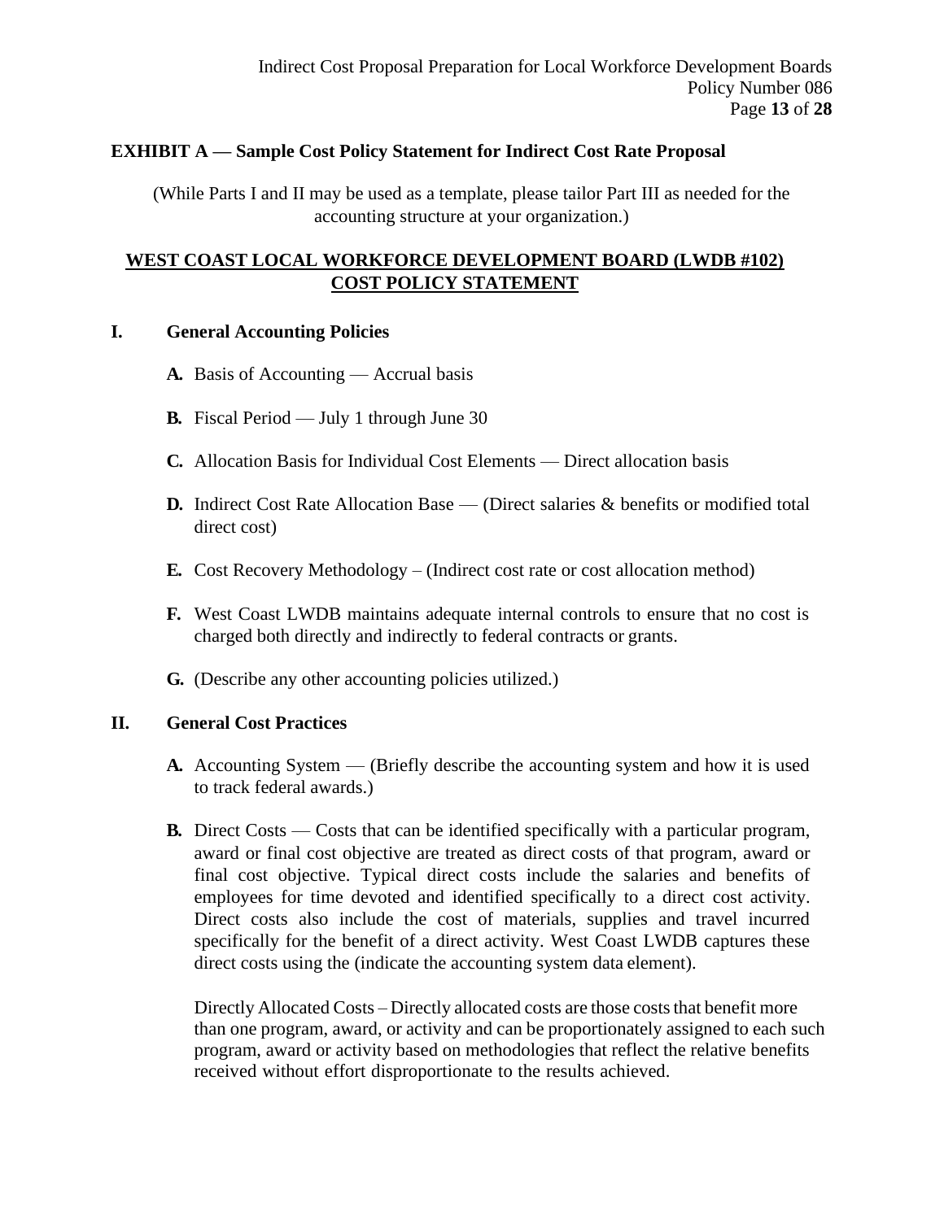**EXHIBIT A — Sample Cost Policy Statement for Indirect Cost Rate Proposal**

(While Parts I and II may be used as a template, please tailor Part III as needed for the accounting structure at your organization.)

**WEST COAST LOCAL WORKFORCE DEVELOPMENT BOARD (LWDB #102) COST POLICY STATEMENT**

## I. General Accounting Policies

- **A.** Basis of Accounting — Accrual basis
- **B.** Fiscal Period — July 1 through June 30
- **C.** Allocation Basis for Individual Cost Elements — Direct allocation basis
- **D.** Indirect Cost Rate Allocation Base — (Direct salaries & benefits or modified total direct cost)
- **E.** Cost Recovery Methodology – (Indirect cost rate or cost allocation method)
- **F.** West Coast LWDB maintains adequate internal controls to ensure that no cost is charged both directly and indirectly to federal contracts or grants.
- **G.** (Describe any other accounting policies utilized.)

## II. General Cost Practices

- **A.** Accounting System — (Briefly describe the accounting system and how it is used to track federal awards.)
- **B.** Direct Costs — Costs that can be identified specifically with a particular program, award or final cost objective are treated as direct costs of that program, award or final cost objective. Typical direct costs include the salaries and benefits of employees for time devoted and identified specifically to a direct cost activity. Direct costs also include the cost of materials, supplies and travel incurred specifically for the benefit of a direct activity. West Coast LWDB captures these direct costs using the (indicate the accounting system data element).

  Directly Allocated Costs – Directly allocated costs are those costs that benefit more than one program, award, or activity and can be proportionately assigned to each such program, award or activity based on methodologies that reflect the relative benefits received without effort disproportionate to the results achieved.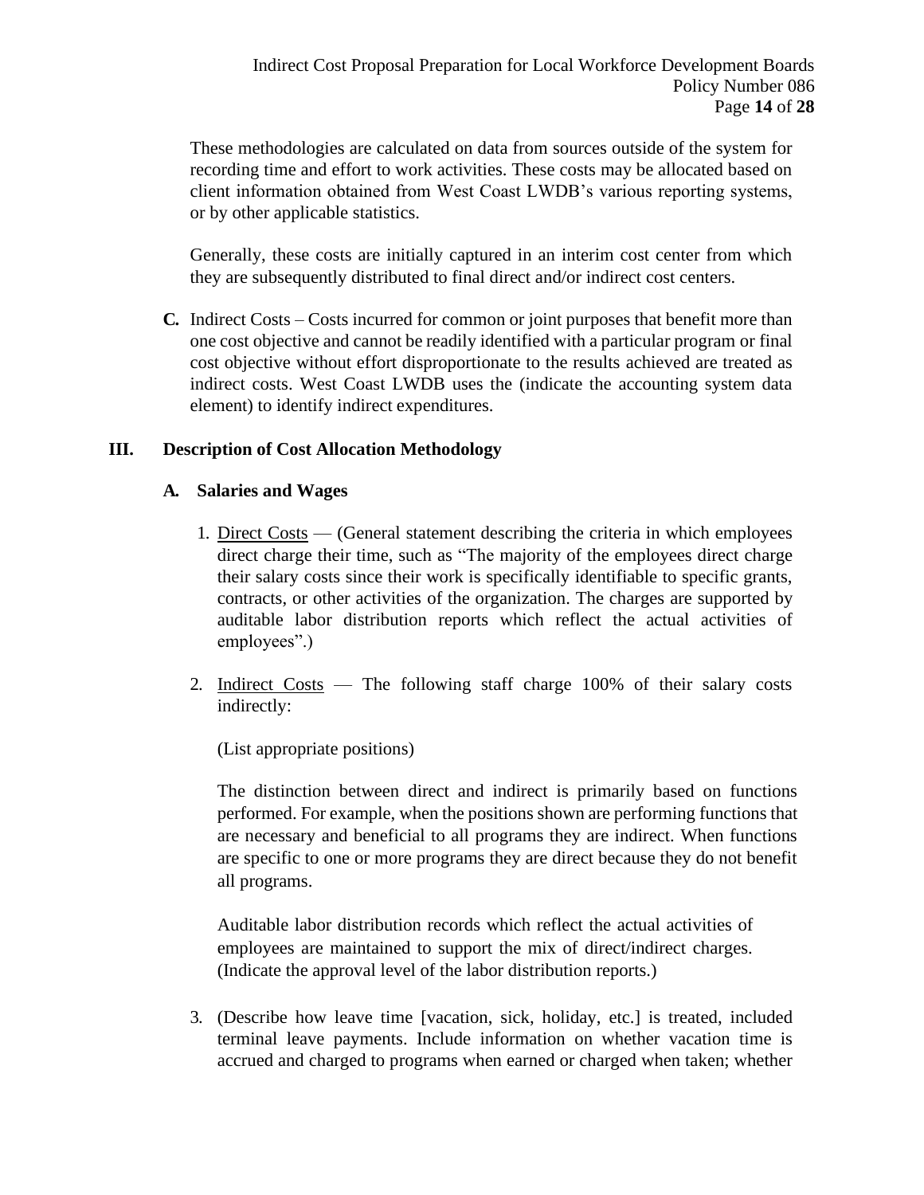These methodologies are calculated on data from sources outside of the system for recording time and effort to work activities. These costs may be allocated based on client information obtained from West Coast LWDB's various reporting systems, or by other applicable statistics.

Generally, these costs are initially captured in an interim cost center from which they are subsequently distributed to final direct and/or indirect cost centers.

**C.** Indirect Costs – Costs incurred for common or joint purposes that benefit more than one cost objective and cannot be readily identified with a particular program or final cost objective without effort disproportionate to the results achieved are treated as indirect costs. West Coast LWDB uses the (indicate the accounting system data element) to identify indirect expenditures.

## III. Description of Cost Allocation Methodology

### A. Salaries and Wages

1. Direct Costs — (General statement describing the criteria in which employees direct charge their time, such as "The majority of the employees direct charge their salary costs since their work is specifically identifiable to specific grants, contracts, or other activities of the organization. The charges are supported by auditable labor distribution reports which reflect the actual activities of employees".)

2. Indirect Costs — The following staff charge 100% of their salary costs indirectly:

   (List appropriate positions)

   The distinction between direct and indirect is primarily based on functions performed. For example, when the positions shown are performing functions that are necessary and beneficial to all programs they are indirect. When functions are specific to one or more programs they are direct because they do not benefit all programs.

   Auditable labor distribution records which reflect the actual activities of employees are maintained to support the mix of direct/indirect charges. (Indicate the approval level of the labor distribution reports.)

3. (Describe how leave time [vacation, sick, holiday, etc.] is treated, included terminal leave payments. Include information on whether vacation time is accrued and charged to programs when earned or charged when taken; whether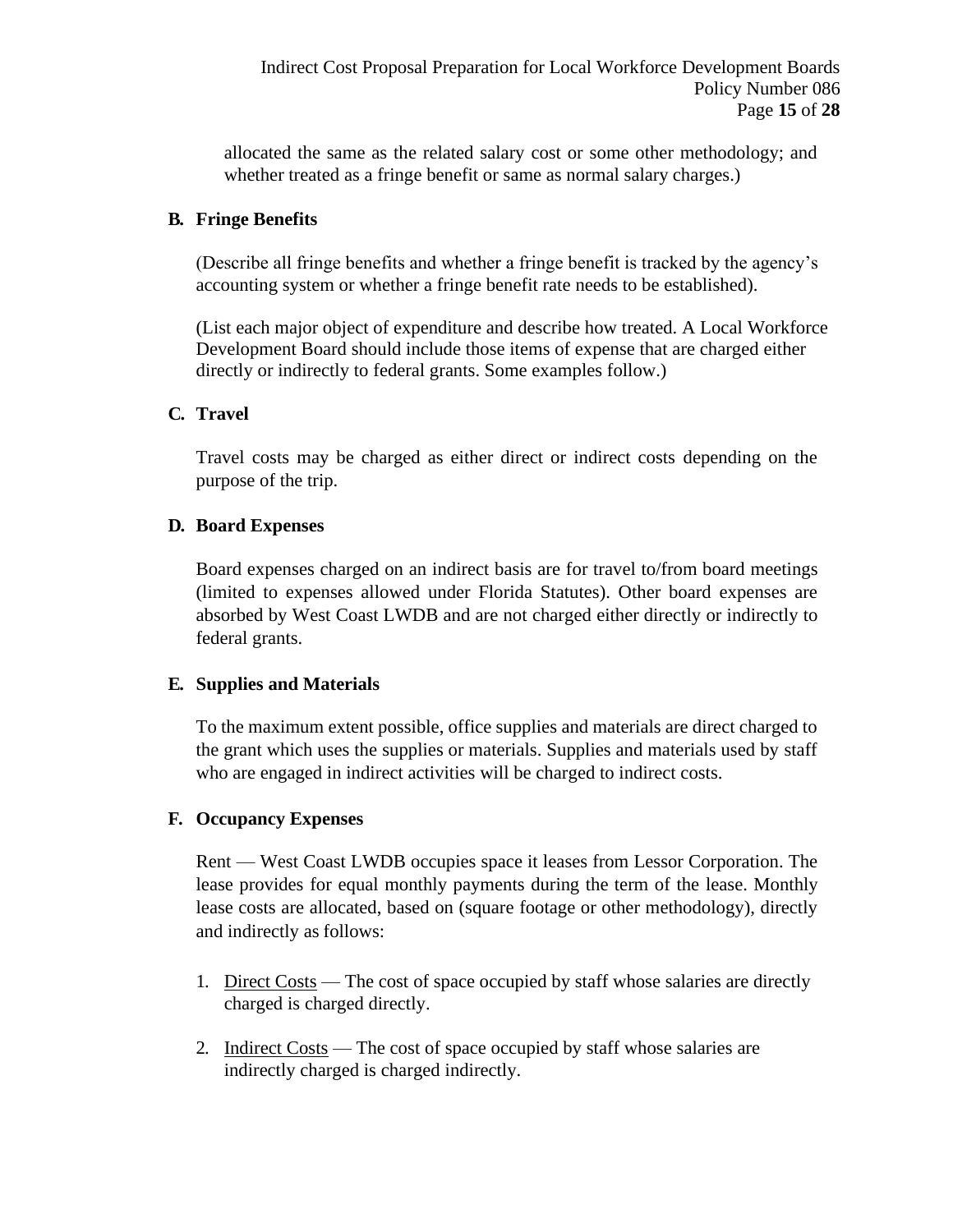allocated the same as the related salary cost or some other methodology; and whether treated as a fringe benefit or same as normal salary charges.)

**B. Fringe Benefits**

(Describe all fringe benefits and whether a fringe benefit is tracked by the agency's accounting system or whether a fringe benefit rate needs to be established).

(List each major object of expenditure and describe how treated. A Local Workforce Development Board should include those items of expense that are charged either directly or indirectly to federal grants. Some examples follow.)

**C. Travel**

Travel costs may be charged as either direct or indirect costs depending on the purpose of the trip.

**D. Board Expenses**

Board expenses charged on an indirect basis are for travel to/from board meetings (limited to expenses allowed under Florida Statutes). Other board expenses are absorbed by West Coast LWDB and are not charged either directly or indirectly to federal grants.

**E. Supplies and Materials**

To the maximum extent possible, office supplies and materials are direct charged to the grant which uses the supplies or materials. Supplies and materials used by staff who are engaged in indirect activities will be charged to indirect costs.

**F. Occupancy Expenses**

Rent — West Coast LWDB occupies space it leases from Lessor Corporation. The lease provides for equal monthly payments during the term of the lease. Monthly lease costs are allocated, based on (square footage or other methodology), directly and indirectly as follows:

1. Direct Costs — The cost of space occupied by staff whose salaries are directly charged is charged directly.

2. Indirect Costs — The cost of space occupied by staff whose salaries are indirectly charged is charged indirectly.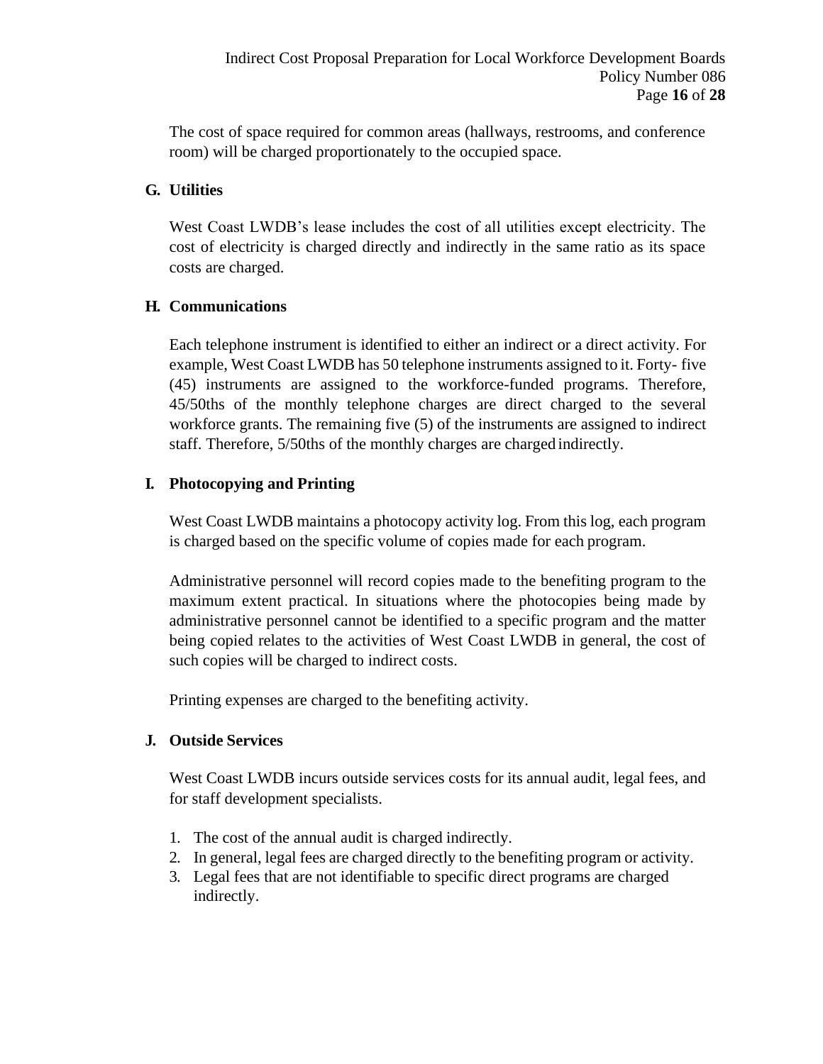The cost of space required for common areas (hallways, restrooms, and conference room) will be charged proportionately to the occupied space.

### G. Utilities

West Coast LWDB's lease includes the cost of all utilities except electricity. The cost of electricity is charged directly and indirectly in the same ratio as its space costs are charged.

### H. Communications

Each telephone instrument is identified to either an indirect or a direct activity. For example, West Coast LWDB has 50 telephone instruments assigned to it. Forty- five (45) instruments are assigned to the workforce-funded programs. Therefore, 45/50ths of the monthly telephone charges are direct charged to the several workforce grants. The remaining five (5) of the instruments are assigned to indirect staff. Therefore, 5/50ths of the monthly charges are charged indirectly.

### I. Photocopying and Printing

West Coast LWDB maintains a photocopy activity log. From this log, each program is charged based on the specific volume of copies made for each program.

Administrative personnel will record copies made to the benefiting program to the maximum extent practical. In situations where the photocopies being made by administrative personnel cannot be identified to a specific program and the matter being copied relates to the activities of West Coast LWDB in general, the cost of such copies will be charged to indirect costs.

Printing expenses are charged to the benefiting activity.

### J. Outside Services

West Coast LWDB incurs outside services costs for its annual audit, legal fees, and for staff development specialists.

1. The cost of the annual audit is charged indirectly.
2. In general, legal fees are charged directly to the benefiting program or activity.
3. Legal fees that are not identifiable to specific direct programs are charged indirectly.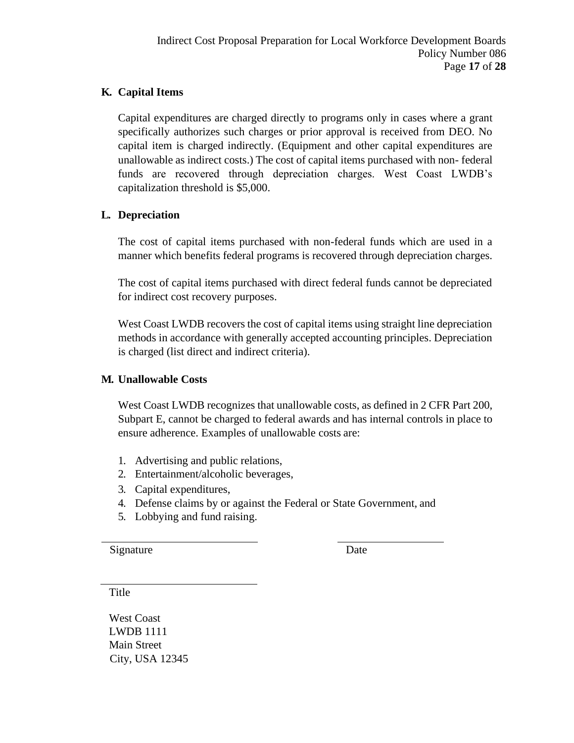**K. Capital Items**

Capital expenditures are charged directly to programs only in cases where a grant specifically authorizes such charges or prior approval is received from DEO. No capital item is charged indirectly. (Equipment and other capital expenditures are unallowable as indirect costs.) The cost of capital items purchased with non- federal funds are recovered through depreciation charges. West Coast LWDB's capitalization threshold is $5,000.

**L. Depreciation**

The cost of capital items purchased with non-federal funds which are used in a manner which benefits federal programs is recovered through depreciation charges.

The cost of capital items purchased with direct federal funds cannot be depreciated for indirect cost recovery purposes.

West Coast LWDB recovers the cost of capital items using straight line depreciation methods in accordance with generally accepted accounting principles. Depreciation is charged (list direct and indirect criteria).

**M. Unallowable Costs**

West Coast LWDB recognizes that unallowable costs, as defined in 2 CFR Part 200, Subpart E, cannot be charged to federal awards and has internal controls in place to ensure adherence. Examples of unallowable costs are:

1. Advertising and public relations,
2. Entertainment/alcoholic beverages,
3. Capital expenditures,
4. Defense claims by or against the Federal or State Government, and
5. Lobbying and fund raising.

\_\_\_\_\_\_\_\_\_\_\_\_\_\_\_\_\_\_\_\_\_\_\_\_\_\_\_\_ \_\_\_\_\_\_\_\_\_\_\_\_\_\_\_\_\_\_\_\_
Signature Date

\_\_\_\_\_\_\_\_\_\_\_\_\_\_\_\_\_\_\_\_\_\_\_\_\_\_\_\_
Title

West Coast
LWDB 1111
Main Street
City, USA 12345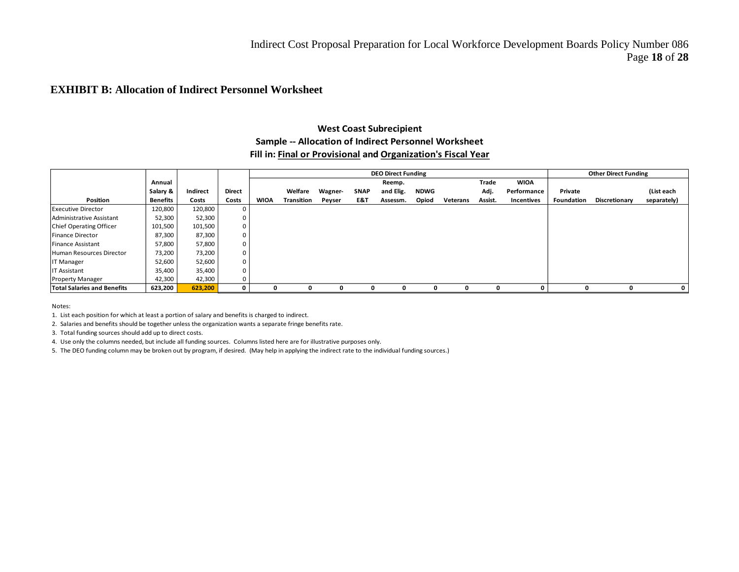## EXHIBIT B: Allocation of Indirect Personnel Worksheet

**West Coast Subrecipient**
**Sample -- Allocation of Indirect Personnel Worksheet**
**Fill in: Final or Provisional and Organization's Fiscal Year**

| | | | | DEO Direct Funding | | | | | | | | | Other Direct Funding | | |
|---|---|---|---|---|---|---|---|---|---|---|---|---|---|---|---|
| **Position** | **Annual Salary & Benefits** | **Indirect Costs** | **Direct Costs** | **WIOA** | **Welfare Transition** | **Wagner-Peyser** | **SNAP E&T** | **Reemp. and Elig. Assessm.** | **NDWG Opiod** | **Veterans** | **Trade Adj. Assist.** | **WIOA Performance Incentives** | **Private Foundation** | **Discretionary** | **(List each separately)** |
| Executive Director | 120,800 | 120,800 | 0 | | | | | | | | | | | | |
| Administrative Assistant | 52,300 | 52,300 | 0 | | | | | | | | | | | | |
| Chief Operating Officer | 101,500 | 101,500 | 0 | | | | | | | | | | | | |
| Finance Director | 87,300 | 87,300 | 0 | | | | | | | | | | | | |
| Finance Assistant | 57,800 | 57,800 | 0 | | | | | | | | | | | | |
| Human Resources Director | 73,200 | 73,200 | 0 | | | | | | | | | | | | |
| IT Manager | 52,600 | 52,600 | 0 | | | | | | | | | | | | |
| IT Assistant | 35,400 | 35,400 | 0 | | | | | | | | | | | | |
| Property Manager | 42,300 | 42,300 | 0 | | | | | | | | | | | | |
| **Total Salaries and Benefits** | **623,200** | **623,200** | **0** | **0** | **0** | **0** | **0** | **0** | **0** | **0** | **0** | **0** | **0** | **0** | **0** |

Notes:

1. List each position for which at least a portion of salary and benefits is charged to indirect.
2. Salaries and benefits should be together unless the organization wants a separate fringe benefits rate.
3. Total funding sources should add up to direct costs.
4. Use only the columns needed, but include all funding sources. Columns listed here are for illustrative purposes only.
5. The DEO funding column may be broken out by program, if desired. (May help in applying the indirect rate to the individual funding sources.)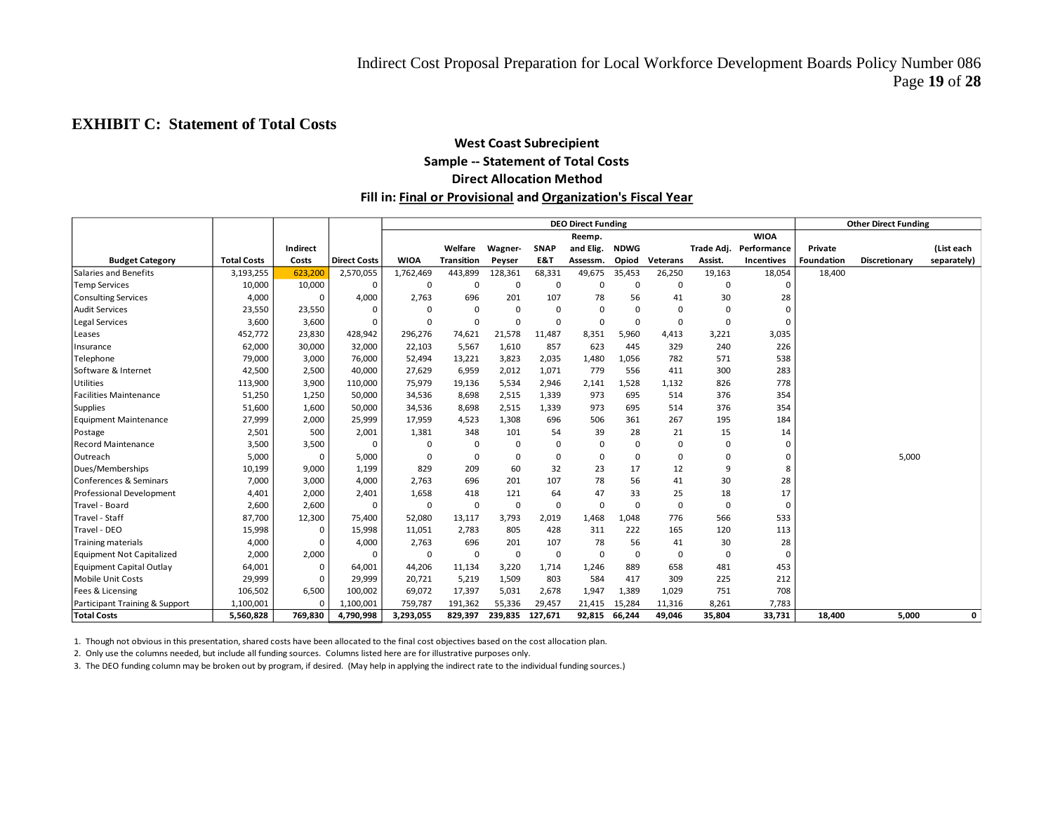## EXHIBIT C: Statement of Total Costs

**West Coast Subrecipient**
**Sample -- Statement of Total Costs**
**Direct Allocation Method**
**Fill in: Final or Provisional and Organization's Fiscal Year**

| | | | | DEO Direct Funding | | | | | | | | | Other Direct Funding | | |
|---|---|---|---|---|---|---|---|---|---|---|---|---|---|---|---|
| **Budget Category** | **Total Costs** | **Indirect Costs** | **Direct Costs** | **WIOA** | **Welfare Transition** | **Wagner-Peyser** | **SNAP E&T** | **Reemp. and Elig. Assessm.** | **NDWG Opiod** | **Veterans** | **Trade Adj. Assist.** | **WIOA Performance Incentives** | **Private Foundation** | **Discretionary** | **(List each separately)** |
| Salaries and Benefits | 3,193,255 | 623,200 | 2,570,055 | 1,762,469 | 443,899 | 128,361 | 68,331 | 49,675 | 35,453 | 26,250 | 19,163 | 18,054 | 18,400 | | |
| Temp Services | 10,000 | 10,000 | 0 | 0 | 0 | 0 | 0 | 0 | 0 | 0 | 0 | 0 | | | |
| Consulting Services | 4,000 | 0 | 4,000 | 2,763 | 696 | 201 | 107 | 78 | 56 | 41 | 30 | 28 | | | |
| Audit Services | 23,550 | 23,550 | 0 | 0 | 0 | 0 | 0 | 0 | 0 | 0 | 0 | 0 | | | |
| Legal Services | 3,600 | 3,600 | 0 | 0 | 0 | 0 | 0 | 0 | 0 | 0 | 0 | 0 | | | |
| Leases | 452,772 | 23,830 | 428,942 | 296,276 | 74,621 | 21,578 | 11,487 | 8,351 | 5,960 | 4,413 | 3,221 | 3,035 | | | |
| Insurance | 62,000 | 30,000 | 32,000 | 22,103 | 5,567 | 1,610 | 857 | 623 | 445 | 329 | 240 | 226 | | | |
| Telephone | 79,000 | 3,000 | 76,000 | 52,494 | 13,221 | 3,823 | 2,035 | 1,480 | 1,056 | 782 | 571 | 538 | | | |
| Software & Internet | 42,500 | 2,500 | 40,000 | 27,629 | 6,959 | 2,012 | 1,071 | 779 | 556 | 411 | 300 | 283 | | | |
| Utilities | 113,900 | 3,900 | 110,000 | 75,979 | 19,136 | 5,534 | 2,946 | 2,141 | 1,528 | 1,132 | 826 | 778 | | | |
| Facilities Maintenance | 51,250 | 1,250 | 50,000 | 34,536 | 8,698 | 2,515 | 1,339 | 973 | 695 | 514 | 376 | 354 | | | |
| Supplies | 51,600 | 1,600 | 50,000 | 34,536 | 8,698 | 2,515 | 1,339 | 973 | 695 | 514 | 376 | 354 | | | |
| Equipment Maintenance | 27,999 | 2,000 | 25,999 | 17,959 | 4,523 | 1,308 | 696 | 506 | 361 | 267 | 195 | 184 | | | |
| Postage | 2,501 | 500 | 2,001 | 1,381 | 348 | 101 | 54 | 39 | 28 | 21 | 15 | 14 | | | |
| Record Maintenance | 3,500 | 3,500 | 0 | 0 | 0 | 0 | 0 | 0 | 0 | 0 | 0 | 0 | | | |
| Outreach | 5,000 | 0 | 5,000 | 0 | 0 | 0 | 0 | 0 | 0 | 0 | 0 | 0 | | 5,000 | |
| Dues/Memberships | 10,199 | 9,000 | 1,199 | 829 | 209 | 60 | 32 | 23 | 17 | 12 | 9 | 8 | | | |
| Conferences & Seminars | 7,000 | 3,000 | 4,000 | 2,763 | 696 | 201 | 107 | 78 | 56 | 41 | 30 | 28 | | | |
| Professional Development | 4,401 | 2,000 | 2,401 | 1,658 | 418 | 121 | 64 | 47 | 33 | 25 | 18 | 17 | | | |
| Travel - Board | 2,600 | 2,600 | 0 | 0 | 0 | 0 | 0 | 0 | 0 | 0 | 0 | 0 | | | |
| Travel - Staff | 87,700 | 12,300 | 75,400 | 52,080 | 13,117 | 3,793 | 2,019 | 1,468 | 1,048 | 776 | 566 | 533 | | | |
| Travel - DEO | 15,998 | 0 | 15,998 | 11,051 | 2,783 | 805 | 428 | 311 | 222 | 165 | 120 | 113 | | | |
| Training materials | 4,000 | 0 | 4,000 | 2,763 | 696 | 201 | 107 | 78 | 56 | 41 | 30 | 28 | | | |
| Equipment Not Capitalized | 2,000 | 2,000 | 0 | 0 | 0 | 0 | 0 | 0 | 0 | 0 | 0 | 0 | | | |
| Equipment Capital Outlay | 64,001 | 0 | 64,001 | 44,206 | 11,134 | 3,220 | 1,714 | 1,246 | 889 | 658 | 481 | 453 | | | |
| Mobile Unit Costs | 29,999 | 0 | 29,999 | 20,721 | 5,219 | 1,509 | 803 | 584 | 417 | 309 | 225 | 212 | | | |
| Fees & Licensing | 106,502 | 6,500 | 100,002 | 69,072 | 17,397 | 5,031 | 2,678 | 1,947 | 1,389 | 1,029 | 751 | 708 | | | |
| Participant Training & Support | 1,100,001 | 0 | 1,100,001 | 759,787 | 191,362 | 55,336 | 29,457 | 21,415 | 15,284 | 11,316 | 8,261 | 7,783 | | | |
| **Total Costs** | **5,560,828** | **769,830** | **4,790,998** | **3,293,055** | **829,397** | **239,835** | **127,671** | **92,815** | **66,244** | **49,046** | **35,804** | **33,731** | **18,400** | **5,000** | **0** |

1. Though not obvious in this presentation, shared costs have been allocated to the final cost objectives based on the cost allocation plan.
2. Only use the columns needed, but include all funding sources. Columns listed here are for illustrative purposes only.
3. The DEO funding column may be broken out by program, if desired. (May help in applying the indirect rate to the individual funding sources.)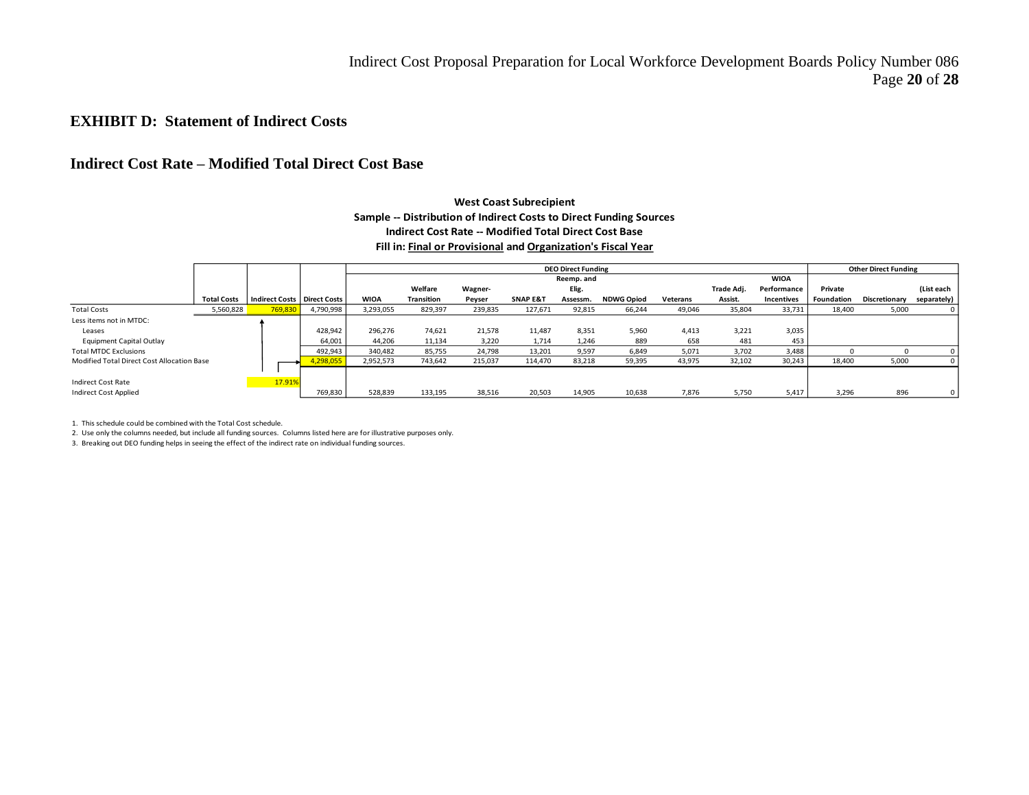## EXHIBIT D: Statement of Indirect Costs

## Indirect Cost Rate – Modified Total Direct Cost Base

**West Coast Subrecipient**
**Sample -- Distribution of Indirect Costs to Direct Funding Sources**
**Indirect Cost Rate -- Modified Total Direct Cost Base**
**Fill in: Final or Provisional and Organization's Fiscal Year**

| | Total Costs | Indirect Costs | Direct Costs | DEO Direct Funding | | | | | | | | | Other Direct Funding | | |
|---|---|---|---|---|---|---|---|---|---|---|---|---|---|---|---|
| | | | | WIOA | Welfare Transition | Wagner-Peyser | SNAP E&T | Reemp. and Elig. Assessm. | NDWG Opiod | Veterans | Trade Adj. Assist. | WIOA Performance Incentives | Private Foundation | Discretionary | (List each separately) |
| Total Costs | 5,560,828 | 769,830 | 4,790,998 | 3,293,055 | 829,397 | 239,835 | 127,671 | 92,815 | 66,244 | 49,046 | 35,804 | 33,731 | 18,400 | 5,000 | 0 |
| Less items not in MTDC: | | | | | | | | | | | | | | | |
| Leases | | | 428,942 | 296,276 | 74,621 | 21,578 | 11,487 | 8,351 | 5,960 | 4,413 | 3,221 | 3,035 | | | |
| Equipment Capital Outlay | | | 64,001 | 44,206 | 11,134 | 3,220 | 1,714 | 1,246 | 889 | 658 | 481 | 453 | | | |
| Total MTDC Exclusions | | | 492,943 | 340,482 | 85,755 | 24,798 | 13,201 | 9,597 | 6,849 | 5,071 | 3,702 | 3,488 | 0 | 0 | 0 |
| Modified Total Direct Cost Allocation Base | | | 4,298,055 | 2,952,573 | 743,642 | 215,037 | 114,470 | 83,218 | 59,395 | 43,975 | 32,102 | 30,243 | 18,400 | 5,000 | 0 |
| Indirect Cost Rate | | 17.91% | | | | | | | | | | | | | |
| Indirect Cost Applied | | | 769,830 | 528,839 | 133,195 | 38,516 | 20,503 | 14,905 | 10,638 | 7,876 | 5,750 | 5,417 | 3,296 | 896 | 0 |

1. This schedule could be combined with the Total Cost schedule.
2. Use only the columns needed, but include all funding sources. Columns listed here are for illustrative purposes only.
3. Breaking out DEO funding helps in seeing the effect of the indirect rate on individual funding sources.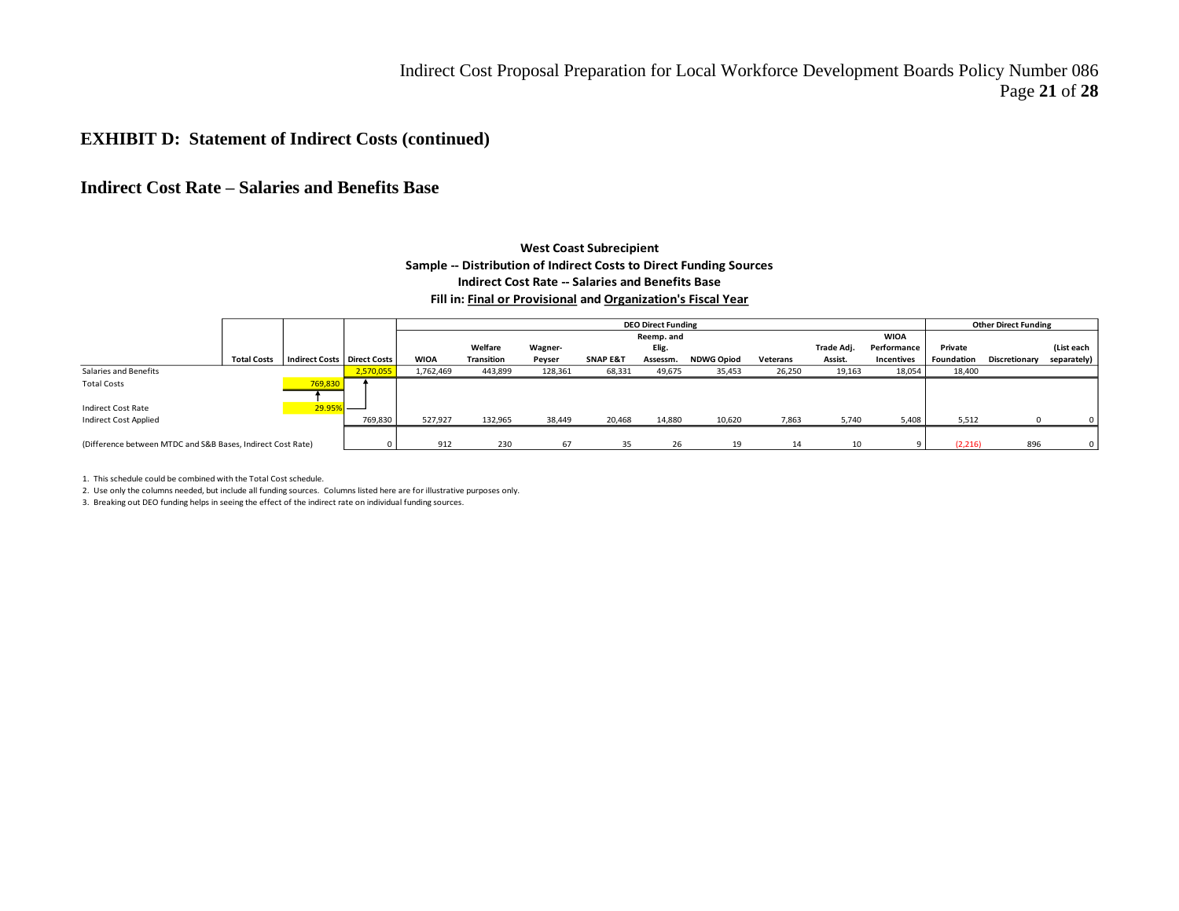## EXHIBIT D: Statement of Indirect Costs (continued)

## Indirect Cost Rate – Salaries and Benefits Base

**West Coast Subrecipient**
**Sample -- Distribution of Indirect Costs to Direct Funding Sources**
**Indirect Cost Rate -- Salaries and Benefits Base**
**Fill in: Final or Provisional and Organization's Fiscal Year**

| | | | | DEO Direct Funding | | | | | | | | | | Other Direct Funding | | |
|---|---|---|---|---|---|---|---|---|---|---|---|---|---|---|---|---|
| | Total Costs | Indirect Costs | Direct Costs | WIOA | Welfare Transition | Wagner-Peyser | SNAP E&T | Reemp. and Elig. Assessm. | NDWG Opiod | Veterans | Trade Adj. Assist. | WIOA Performance Incentives | Private Foundation | Discretionary | (List each separately) |
| Salaries and Benefits | | | 2,570,055 | 1,762,469 | 443,899 | 128,361 | 68,331 | 49,675 | 35,453 | 26,250 | 19,163 | 18,054 | 18,400 | | |
| Total Costs | | 769,830 | | | | | | | | | | | | | |
| Indirect Cost Rate | | 29.95% | | | | | | | | | | | | | |
| Indirect Cost Applied | | | 769,830 | 527,927 | 132,965 | 38,449 | 20,468 | 14,880 | 10,620 | 7,863 | 5,740 | 5,408 | 5,512 | 0 | 0 |
| (Difference between MTDC and S&B Bases, Indirect Cost Rate) | | | 0 | 912 | 230 | 67 | 35 | 26 | 19 | 14 | 10 | 9 | (2,216) | 896 | 0 |

1. This schedule could be combined with the Total Cost schedule.
2. Use only the columns needed, but include all funding sources. Columns listed here are for illustrative purposes only.
3. Breaking out DEO funding helps in seeing the effect of the indirect rate on individual funding sources.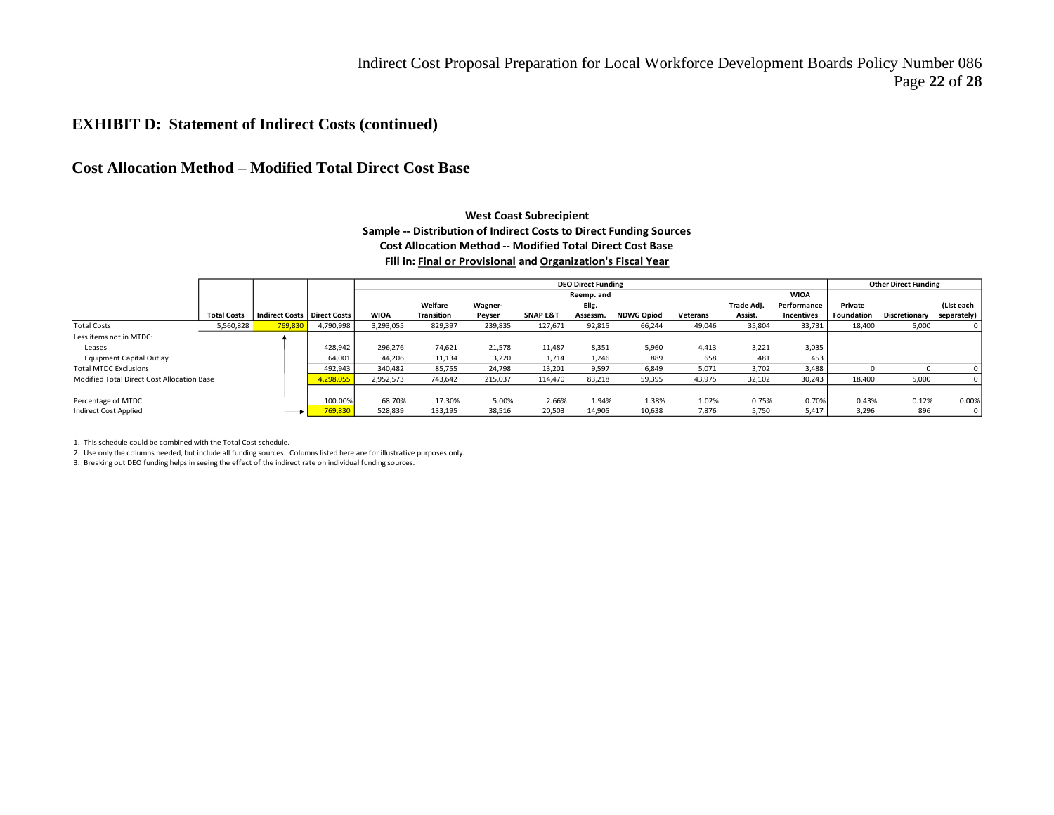## EXHIBIT D: Statement of Indirect Costs (continued)

## Cost Allocation Method – Modified Total Direct Cost Base

**West Coast Subrecipient**
**Sample -- Distribution of Indirect Costs to Direct Funding Sources**
**Cost Allocation Method -- Modified Total Direct Cost Base**
**Fill in: Final or Provisional and Organization's Fiscal Year**

| | | | | DEO Direct Funding | | | | | | | | | | Other Direct Funding | | |
|---|---|---|---|---|---|---|---|---|---|---|---|---|---|---|---|---|
| | Total Costs | Indirect Costs | Direct Costs | WIOA | Welfare Transition | Wagner-Peyser | SNAP E&T | Reemp. and Elig. Assessm. | NDWG Opiod | Veterans | Trade Adj. Assist. | WIOA Performance Incentives | Private Foundation | Discretionary | (List each separately) |
| Total Costs | 5,560,828 | 769,830 | 4,790,998 | 3,293,055 | 829,397 | 239,835 | 127,671 | 92,815 | 66,244 | 49,046 | 35,804 | 33,731 | 18,400 | 5,000 | 0 |
| Less items not in MTDC: | | | | | | | | | | | | | | | |
| Leases | | | 428,942 | 296,276 | 74,621 | 21,578 | 11,487 | 8,351 | 5,960 | 4,413 | 3,221 | 3,035 | | | |
| Equipment Capital Outlay | | | 64,001 | 44,206 | 11,134 | 3,220 | 1,714 | 1,246 | 889 | 658 | 481 | 453 | | | |
| Total MTDC Exclusions | | | 492,943 | 340,482 | 85,755 | 24,798 | 13,201 | 9,597 | 6,849 | 5,071 | 3,702 | 3,488 | 0 | 0 | 0 |
| Modified Total Direct Cost Allocation Base | | | 4,298,055 | 2,952,573 | 743,642 | 215,037 | 114,470 | 83,218 | 59,395 | 43,975 | 32,102 | 30,243 | 18,400 | 5,000 | 0 |
| | | | | | | | | | | | | | | | |
| Percentage of MTDC | | | 100.00% | 68.70% | 17.30% | 5.00% | 2.66% | 1.94% | 1.38% | 1.02% | 0.75% | 0.70% | 0.43% | 0.12% | 0.00% |
| Indirect Cost Applied | | | 769,830 | 528,839 | 133,195 | 38,516 | 20,503 | 14,905 | 10,638 | 7,876 | 5,750 | 5,417 | 3,296 | 896 | 0 |

1. This schedule could be combined with the Total Cost schedule.
2. Use only the columns needed, but include all funding sources. Columns listed here are for illustrative purposes only.
3. Breaking out DEO funding helps in seeing the effect of the indirect rate on individual funding sources.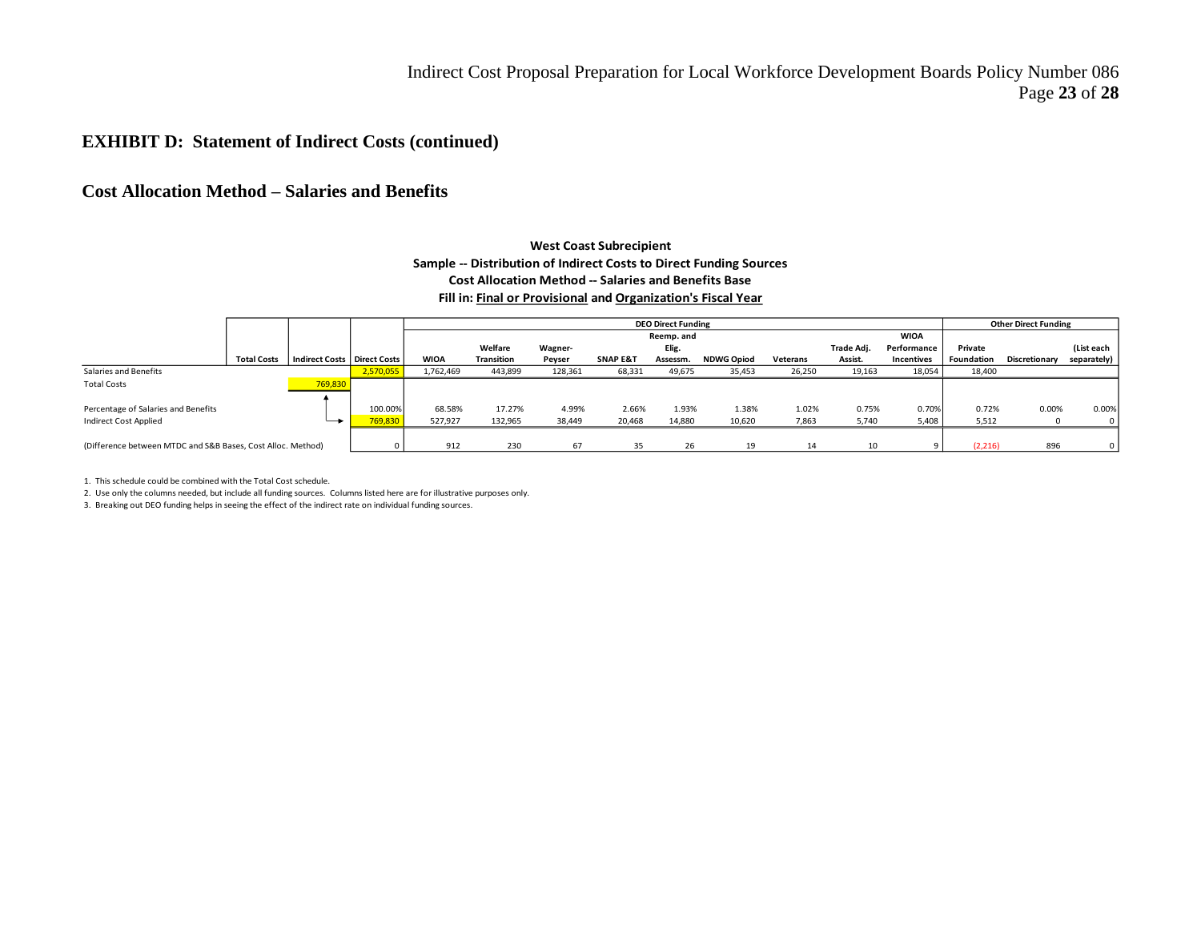## EXHIBIT D: Statement of Indirect Costs (continued)

## Cost Allocation Method – Salaries and Benefits

**West Coast Subrecipient**
**Sample -- Distribution of Indirect Costs to Direct Funding Sources**
**Cost Allocation Method -- Salaries and Benefits Base**
**Fill in: Final or Provisional and Organization's Fiscal Year**

| | | | | DEO Direct Funding | | | | | | | | | Other Direct Funding | | |
|---|---|---|---|---|---|---|---|---|---|---|---|---|---|---|---|
| | Total Costs | Indirect Costs | Direct Costs | WIOA | Welfare Transition | Wagner-Peyser | SNAP E&T | Reemp. and Elig. Assessm. | NDWG Opiod | Veterans | Trade Adj. Assist. | WIOA Performance Incentives | Private Foundation | Discretionary | (List each separately) |
| Salaries and Benefits | | | 2,570,055 | 1,762,469 | 443,899 | 128,361 | 68,331 | 49,675 | 35,453 | 26,250 | 19,163 | 18,054 | 18,400 | | |
| Total Costs | | 769,830 | | | | | | | | | | | | | |
| Percentage of Salaries and Benefits | | | 100.00% | 68.58% | 17.27% | 4.99% | 2.66% | 1.93% | 1.38% | 1.02% | 0.75% | 0.70% | 0.72% | 0.00% | 0.00% |
| Indirect Cost Applied | | → | 769,830 | 527,927 | 132,965 | 38,449 | 20,468 | 14,880 | 10,620 | 7,863 | 5,740 | 5,408 | 5,512 | 0 | 0 |
| (Difference between MTDC and S&B Bases, Cost Alloc. Method) | | | 0 | 912 | 230 | 67 | 35 | 26 | 19 | 14 | 10 | 9 | (2,216) | 896 | 0 |

1. This schedule could be combined with the Total Cost schedule.
2. Use only the columns needed, but include all funding sources. Columns listed here are for illustrative purposes only.
3. Breaking out DEO funding helps in seeing the effect of the indirect rate on individual funding sources.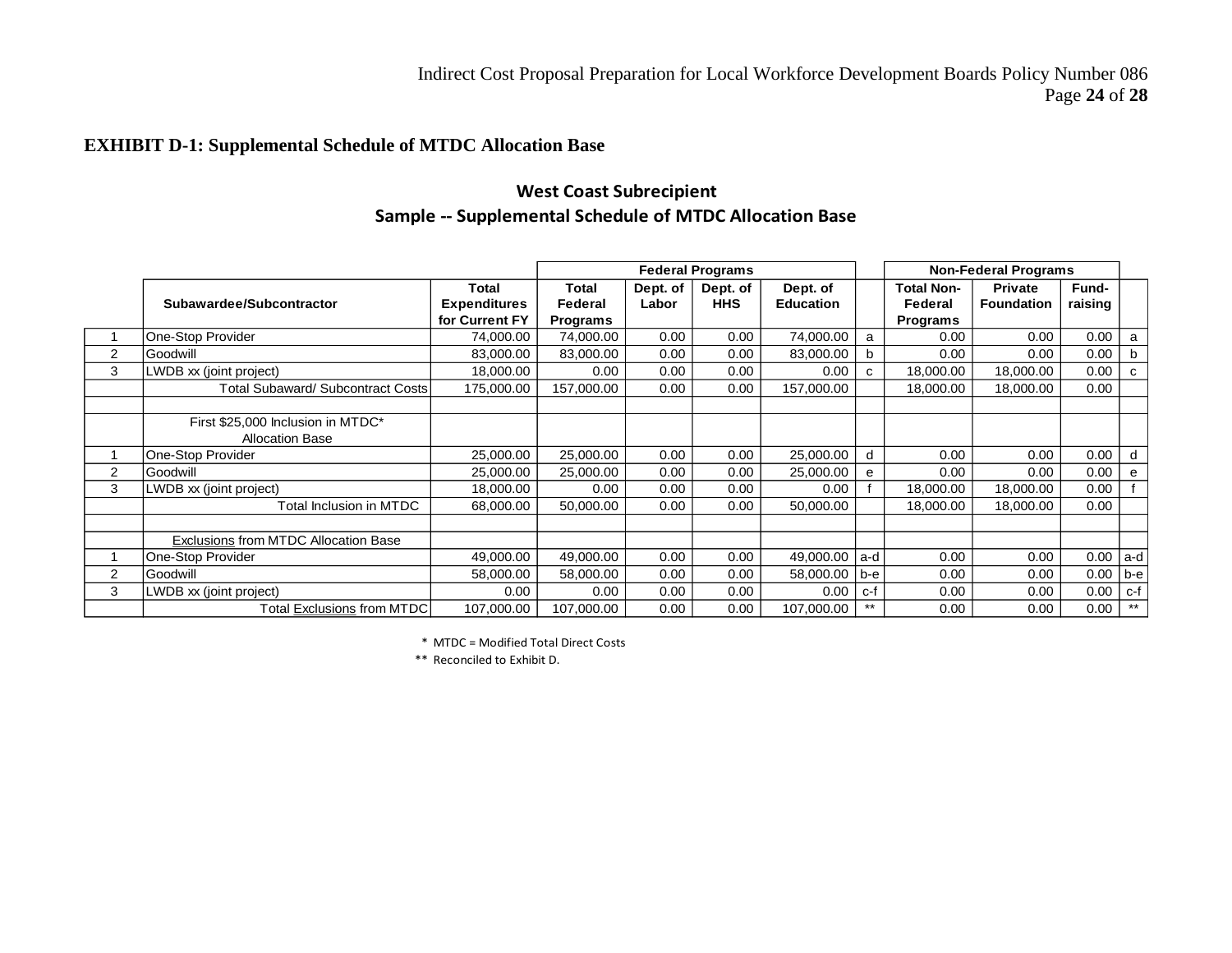**EXHIBIT D-1: Supplemental Schedule of MTDC Allocation Base**

## West Coast Subrecipient

## Sample -- Supplemental Schedule of MTDC Allocation Base

| | | | Federal Programs | | | | | Non-Federal Programs | | | |
|---|---|---|---|---|---|---|---|---|---|---|---|
| | **Subawardee/Subcontractor** | **Total Expenditures for Current FY** | **Total Federal Programs** | **Dept. of Labor** | **Dept. of HHS** | **Dept. of Education** | | **Total Non-Federal Programs** | **Private Foundation** | **Fund-raising** | |
| 1 | One-Stop Provider | 74,000.00 | 74,000.00 | 0.00 | 0.00 | 74,000.00 | a | 0.00 | 0.00 | 0.00 | a |
| 2 | Goodwill | 83,000.00 | 83,000.00 | 0.00 | 0.00 | 83,000.00 | b | 0.00 | 0.00 | 0.00 | b |
| 3 | LWDB xx (joint project) | 18,000.00 | 0.00 | 0.00 | 0.00 | 0.00 | c | 18,000.00 | 18,000.00 | 0.00 | c |
| | Total Subaward/ Subcontract Costs | 175,000.00 | 157,000.00 | 0.00 | 0.00 | 157,000.00 | | 18,000.00 | 18,000.00 | 0.00 | |
| | | | | | | | | | | | |
| | First $25,000 Inclusion in MTDC* Allocation Base | | | | | | | | | | |
| 1 | One-Stop Provider | 25,000.00 | 25,000.00 | 0.00 | 0.00 | 25,000.00 | d | 0.00 | 0.00 | 0.00 | d |
| 2 | Goodwill | 25,000.00 | 25,000.00 | 0.00 | 0.00 | 25,000.00 | e | 0.00 | 0.00 | 0.00 | e |
| 3 | LWDB xx (joint project) | 18,000.00 | 0.00 | 0.00 | 0.00 | 0.00 | f | 18,000.00 | 18,000.00 | 0.00 | f |
| | Total Inclusion in MTDC | 68,000.00 | 50,000.00 | 0.00 | 0.00 | 50,000.00 | | 18,000.00 | 18,000.00 | 0.00 | |
| | | | | | | | | | | | |
| | Exclusions from MTDC Allocation Base | | | | | | | | | | |
| 1 | One-Stop Provider | 49,000.00 | 49,000.00 | 0.00 | 0.00 | 49,000.00 | a-d | 0.00 | 0.00 | 0.00 | a-d |
| 2 | Goodwill | 58,000.00 | 58,000.00 | 0.00 | 0.00 | 58,000.00 | b-e | 0.00 | 0.00 | 0.00 | b-e |
| 3 | LWDB xx (joint project) | 0.00 | 0.00 | 0.00 | 0.00 | 0.00 | c-f | 0.00 | 0.00 | 0.00 | c-f |
| | Total Exclusions from MTDC | 107,000.00 | 107,000.00 | 0.00 | 0.00 | 107,000.00 | ** | 0.00 | 0.00 | 0.00 | ** |

\* MTDC = Modified Total Direct Costs

** Reconciled to Exhibit D.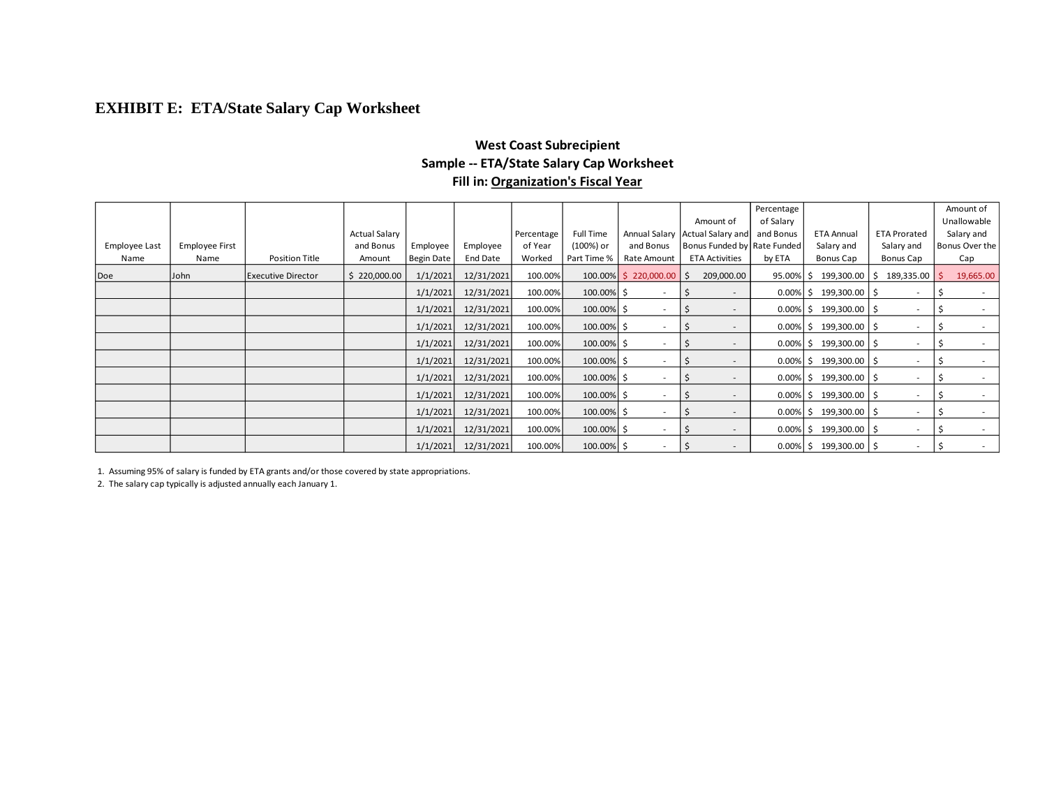# EXHIBIT E: ETA/State Salary Cap Worksheet

**West Coast Subrecipient**
**Sample -- ETA/State Salary Cap Worksheet**
**Fill in: Organization's Fiscal Year**

| Employee Last Name | Employee First Name | Position Title | Actual Salary and Bonus Amount | Employee Begin Date | Employee End Date | Percentage of Year Worked | Full Time (100%) or Part Time % | Annual Salary and Bonus Rate Amount | Amount of Actual Salary and Bonus Funded by ETA Activities | Percentage of Salary and Bonus Rate Funded by ETA | ETA Annual Salary and Bonus Cap | ETA Prorated Salary and Bonus Cap | Amount of Unallowable Salary and Bonus Over the Cap |
|---|---|---|---|---|---|---|---|---|---|---|---|---|---|
| Doe | John | Executive Director | $ 220,000.00 | 1/1/2021 | 12/31/2021 | 100.00% | 100.00% | $ 220,000.00 | $ 209,000.00 | 95.00% | $ 199,300.00 | $ 189,335.00 | $ 19,665.00 |
| | | | | 1/1/2021 | 12/31/2021 | 100.00% | 100.00% | $ - | $ - | 0.00% | $ 199,300.00 | $ - | $ - |
| | | | | 1/1/2021 | 12/31/2021 | 100.00% | 100.00% | $ - | $ - | 0.00% | $ 199,300.00 | $ - | $ - |
| | | | | 1/1/2021 | 12/31/2021 | 100.00% | 100.00% | $ - | $ - | 0.00% | $ 199,300.00 | $ - | $ - |
| | | | | 1/1/2021 | 12/31/2021 | 100.00% | 100.00% | $ - | $ - | 0.00% | $ 199,300.00 | $ - | $ - |
| | | | | 1/1/2021 | 12/31/2021 | 100.00% | 100.00% | $ - | $ - | 0.00% | $ 199,300.00 | $ - | $ - |
| | | | | 1/1/2021 | 12/31/2021 | 100.00% | 100.00% | $ - | $ - | 0.00% | $ 199,300.00 | $ - | $ - |
| | | | | 1/1/2021 | 12/31/2021 | 100.00% | 100.00% | $ - | $ - | 0.00% | $ 199,300.00 | $ - | $ - |
| | | | | 1/1/2021 | 12/31/2021 | 100.00% | 100.00% | $ - | $ - | 0.00% | $ 199,300.00 | $ - | $ - |
| | | | | 1/1/2021 | 12/31/2021 | 100.00% | 100.00% | $ - | $ - | 0.00% | $ 199,300.00 | $ - | $ - |
| | | | | 1/1/2021 | 12/31/2021 | 100.00% | 100.00% | $ - | $ - | 0.00% | $ 199,300.00 | $ - | $ - |

1. Assuming 95% of salary is funded by ETA grants and/or those covered by state appropriations.
2. The salary cap typically is adjusted annually each January 1.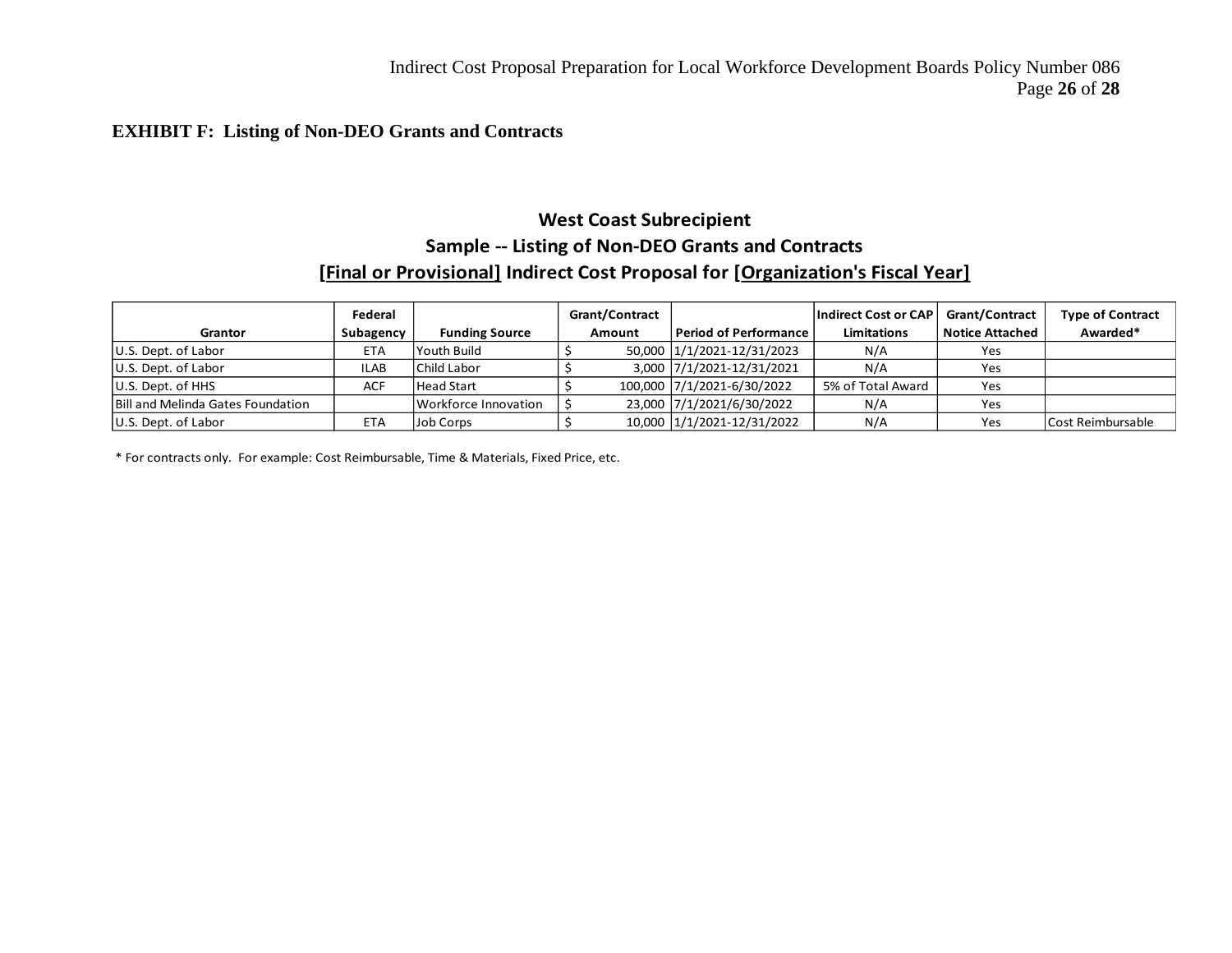**EXHIBIT F: Listing of Non-DEO Grants and Contracts**

## West Coast Subrecipient

### Sample -- Listing of Non-DEO Grants and Contracts

### [Final or Provisional] Indirect Cost Proposal for [Organization's Fiscal Year]

| Grantor | Federal Subagency | Funding Source | Grant/Contract Amount | Period of Performance | Indirect Cost or CAP Limitations | Grant/Contract Notice Attached | Type of Contract Awarded* |
|---|---|---|---|---|---|---|---|
| U.S. Dept. of Labor | ETA | Youth Build | $ 50,000 | 1/1/2021-12/31/2023 | N/A | Yes | |
| U.S. Dept. of Labor | ILAB | Child Labor | $ 3,000 | 7/1/2021-12/31/2021 | N/A | Yes | |
| U.S. Dept. of HHS | ACF | Head Start | $ 100,000 | 7/1/2021-6/30/2022 | 5% of Total Award | Yes | |
| Bill and Melinda Gates Foundation | | Workforce Innovation | $ 23,000 | 7/1/2021/6/30/2022 | N/A | Yes | |
| U.S. Dept. of Labor | ETA | Job Corps | $ 10,000 | 1/1/2021-12/31/2022 | N/A | Yes | Cost Reimbursable |

* For contracts only. For example: Cost Reimbursable, Time & Materials, Fixed Price, etc.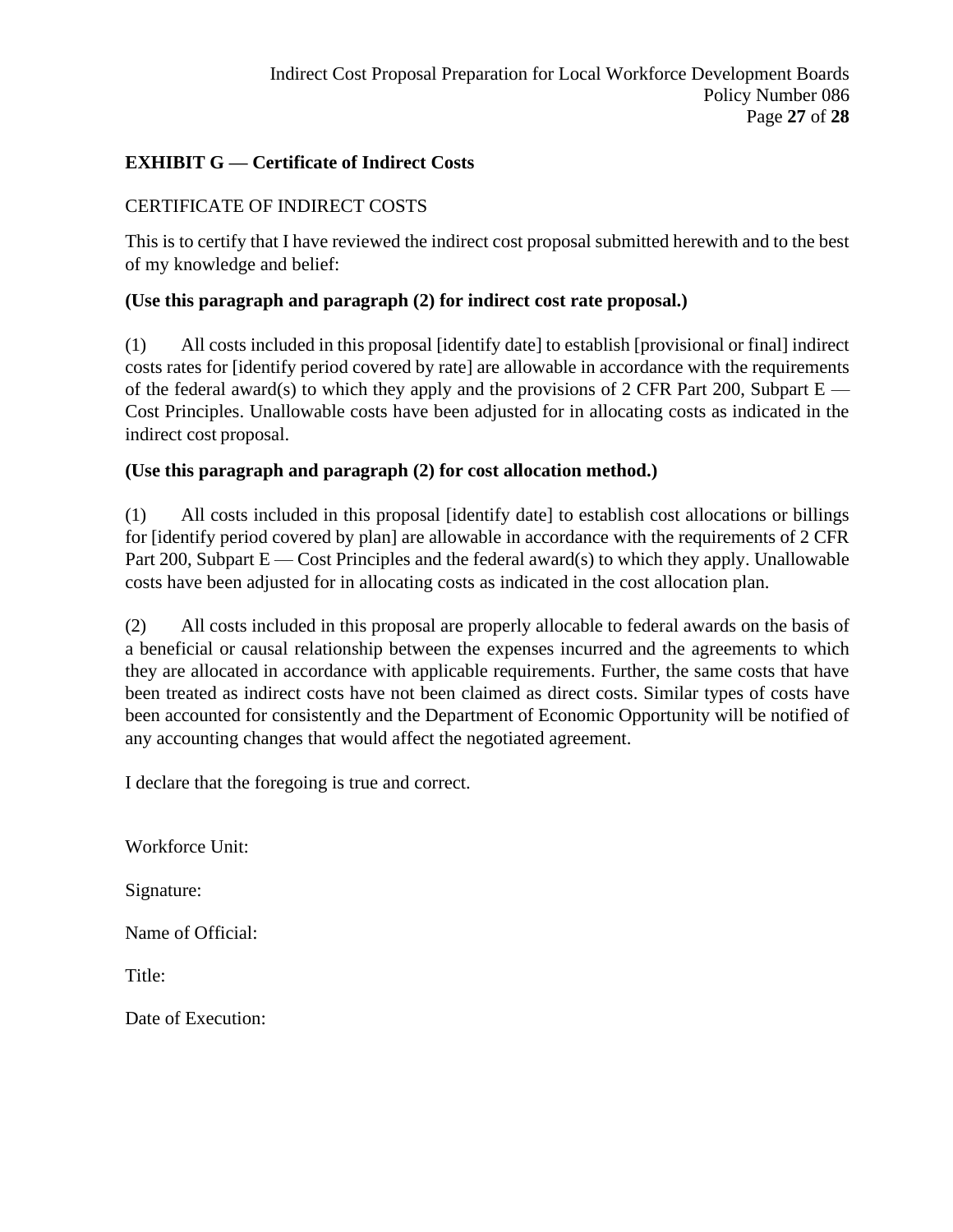## EXHIBIT G — Certificate of Indirect Costs

CERTIFICATE OF INDIRECT COSTS

This is to certify that I have reviewed the indirect cost proposal submitted herewith and to the best of my knowledge and belief:

**(Use this paragraph and paragraph (2) for indirect cost rate proposal.)**

(1) All costs included in this proposal [identify date] to establish [provisional or final] indirect costs rates for [identify period covered by rate] are allowable in accordance with the requirements of the federal award(s) to which they apply and the provisions of 2 CFR Part 200, Subpart E — Cost Principles. Unallowable costs have been adjusted for in allocating costs as indicated in the indirect cost proposal.

**(Use this paragraph and paragraph (2) for cost allocation method.)**

(1) All costs included in this proposal [identify date] to establish cost allocations or billings for [identify period covered by plan] are allowable in accordance with the requirements of 2 CFR Part 200, Subpart E — Cost Principles and the federal award(s) to which they apply. Unallowable costs have been adjusted for in allocating costs as indicated in the cost allocation plan.

(2) All costs included in this proposal are properly allocable to federal awards on the basis of a beneficial or causal relationship between the expenses incurred and the agreements to which they are allocated in accordance with applicable requirements. Further, the same costs that have been treated as indirect costs have not been claimed as direct costs. Similar types of costs have been accounted for consistently and the Department of Economic Opportunity will be notified of any accounting changes that would affect the negotiated agreement.

I declare that the foregoing is true and correct.

Workforce Unit:

Signature:

Name of Official:

Title:

Date of Execution: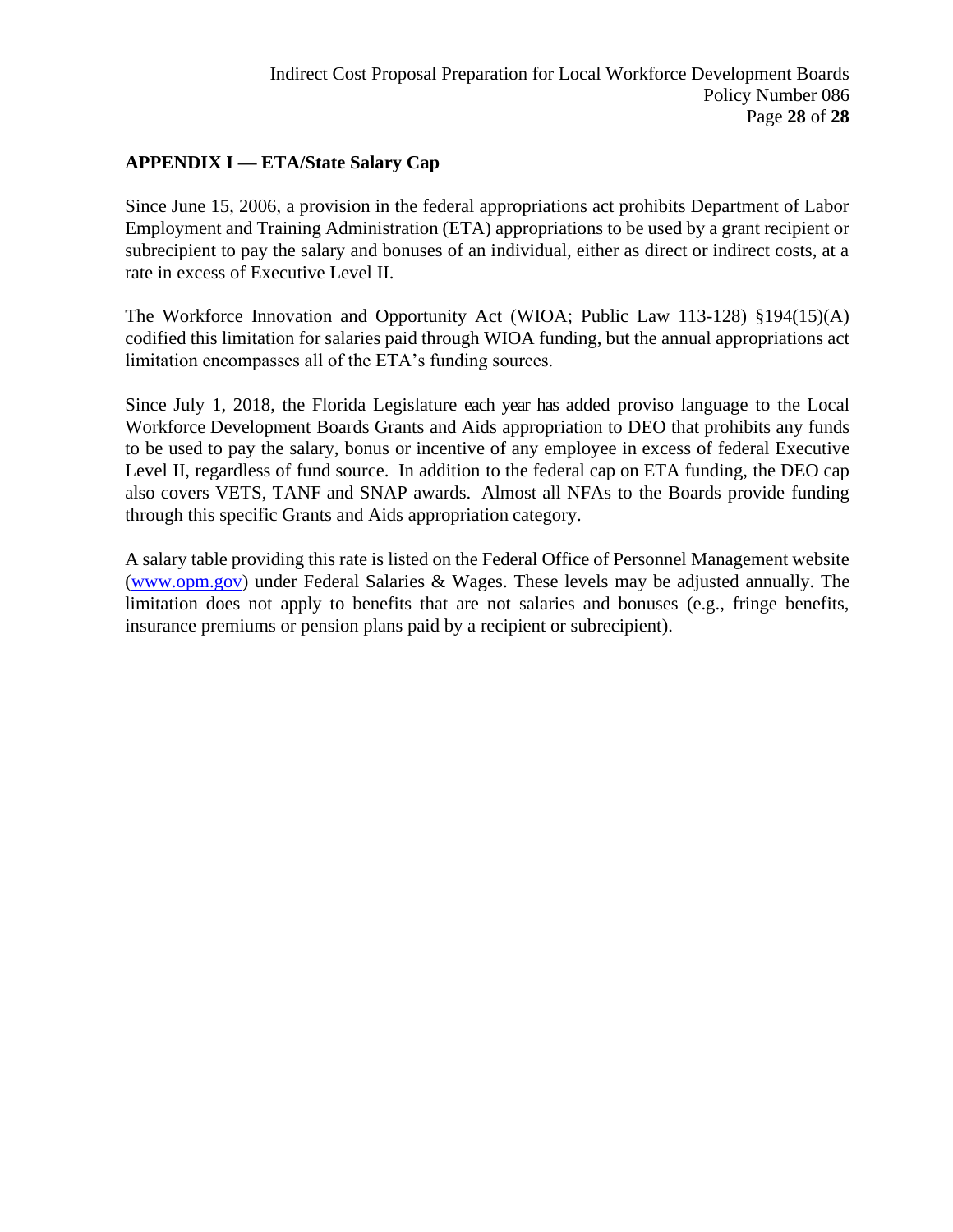## APPENDIX I — ETA/State Salary Cap

Since June 15, 2006, a provision in the federal appropriations act prohibits Department of Labor Employment and Training Administration (ETA) appropriations to be used by a grant recipient or subrecipient to pay the salary and bonuses of an individual, either as direct or indirect costs, at a rate in excess of Executive Level II.

The Workforce Innovation and Opportunity Act (WIOA; Public Law 113-128) §194(15)(A) codified this limitation for salaries paid through WIOA funding, but the annual appropriations act limitation encompasses all of the ETA's funding sources.

Since July 1, 2018, the Florida Legislature each year has added proviso language to the Local Workforce Development Boards Grants and Aids appropriation to DEO that prohibits any funds to be used to pay the salary, bonus or incentive of any employee in excess of federal Executive Level II, regardless of fund source. In addition to the federal cap on ETA funding, the DEO cap also covers VETS, TANF and SNAP awards. Almost all NFAs to the Boards provide funding through this specific Grants and Aids appropriation category.

A salary table providing this rate is listed on the Federal Office of Personnel Management website ([www.opm.gov](http://www.opm.gov)) under Federal Salaries & Wages. These levels may be adjusted annually. The limitation does not apply to benefits that are not salaries and bonuses (e.g., fringe benefits, insurance premiums or pension plans paid by a recipient or subrecipient).